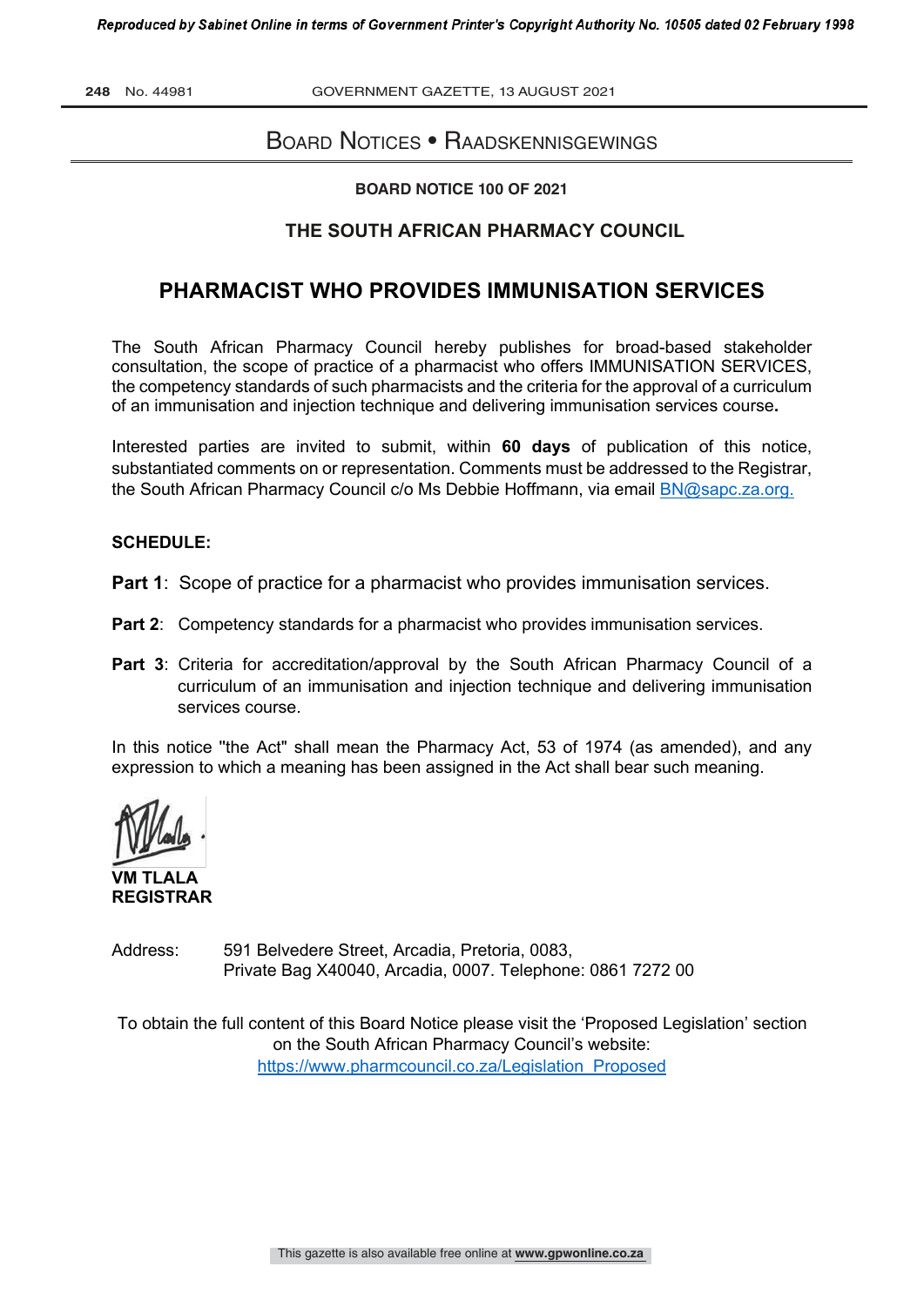# Board Notices • Raadskennisgewings

**BOARD NOTICE 100 OF 2021**

## THE SOUTH AFRICAN PHARMACY COUNCIL

# PHARMACIST WHO PROVIDES IMMUNISATION SERVICES

The South African Pharmacy Council hereby publishes for broad-based stakeholder consultation, the scope of practice of a pharmacist who offers IMMUNISATION SERVICES, the competency standards of such pharmacists and the criteria for the approval of a curriculum of an immunisation and injection technique and delivering immunisation services course**.**

Interested parties are invited to submit, within **60 days** of publication of this notice, substantiated comments on or representation. Comments must be addressed to the Registrar, the South African Pharmacy Council c/o Ms Debbie Hoffmann, via email BN@sapc.za.org.

**SCHEDULE:**

**Part 1**: Scope of practice for a pharmacist who provides immunisation services.

**Part 2**: Competency standards for a pharmacist who provides immunisation services.

**Part 3**: Criteria for accreditation/approval by the South African Pharmacy Council of a curriculum of an immunisation and injection technique and delivering immunisation services course.

In this notice "the Act" shall mean the Pharmacy Act, 53 of 1974 (as amended), and any expression to which a meaning has been assigned in the Act shall bear such meaning.

**VM TLALA**
**REGISTRAR**

Address: 591 Belvedere Street, Arcadia, Pretoria, 0083,
Private Bag X40040, Arcadia, 0007. Telephone: 0861 7272 00

To obtain the full content of this Board Notice please visit the 'Proposed Legislation' section on the South African Pharmacy Council's website:
https://www.pharmcouncil.co.za/Legislation_Proposed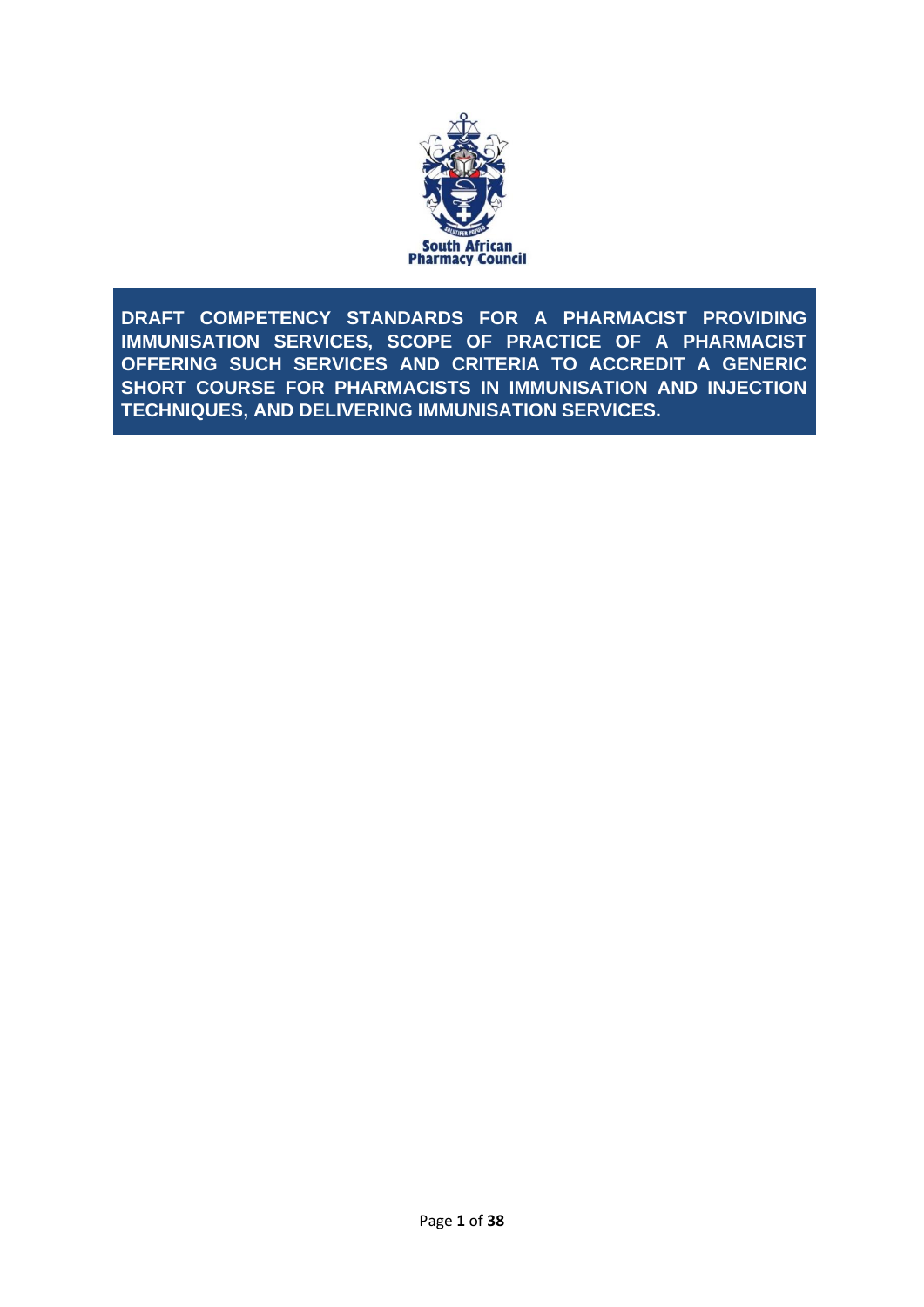South African Pharmacy Council

# DRAFT COMPETENCY STANDARDS FOR A PHARMACIST PROVIDING IMMUNISATION SERVICES, SCOPE OF PRACTICE OF A PHARMACIST OFFERING SUCH SERVICES AND CRITERIA TO ACCREDIT A GENERIC SHORT COURSE FOR PHARMACISTS IN IMMUNISATION AND INJECTION TECHNIQUES, AND DELIVERING IMMUNISATION SERVICES.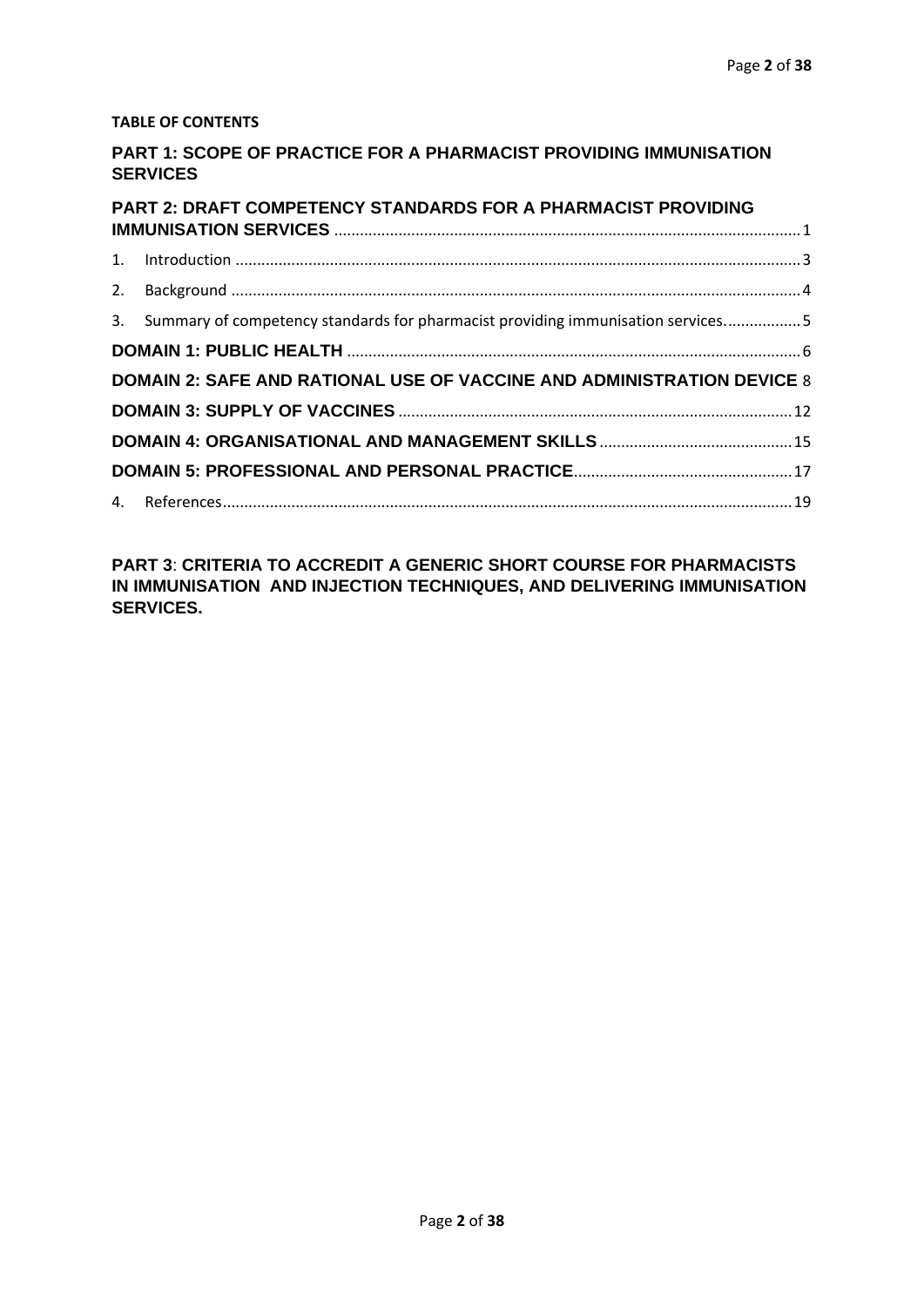**TABLE OF CONTENTS**

**PART 1: SCOPE OF PRACTICE FOR A PHARMACIST PROVIDING IMMUNISATION SERVICES**

**PART 2: DRAFT COMPETENCY STANDARDS FOR A PHARMACIST PROVIDING IMMUNISATION SERVICES** ........................................................................................................... 1

1. Introduction ................................................................................................................................... 3
2. Background .................................................................................................................................... 4
3. Summary of competency standards for pharmacist providing immunisation services................. 5

**DOMAIN 1: PUBLIC HEALTH** ......................................................................................................... 6

**DOMAIN 2: SAFE AND RATIONAL USE OF VACCINE AND ADMINISTRATION DEVICE** 8

**DOMAIN 3: SUPPLY OF VACCINES** ........................................................................................... 12

**DOMAIN 4: ORGANISATIONAL AND MANAGEMENT SKILLS** ............................................. 15

**DOMAIN 5: PROFESSIONAL AND PERSONAL PRACTICE**................................................... 17

4. References.................................................................................................................................... 19

**PART 3**: **CRITERIA TO ACCREDIT A GENERIC SHORT COURSE FOR PHARMACISTS IN IMMUNISATION AND INJECTION TECHNIQUES, AND DELIVERING IMMUNISATION SERVICES.**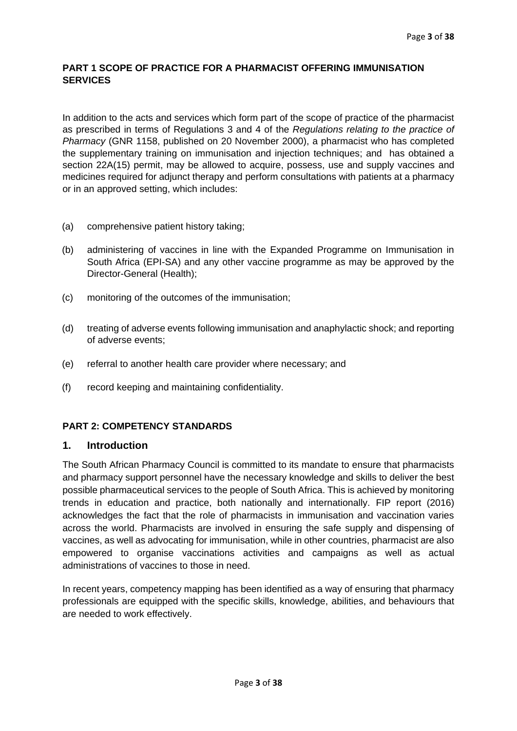## PART 1 SCOPE OF PRACTICE FOR A PHARMACIST OFFERING IMMUNISATION SERVICES

In addition to the acts and services which form part of the scope of practice of the pharmacist as prescribed in terms of Regulations 3 and 4 of the *Regulations relating to the practice of Pharmacy* (GNR 1158, published on 20 November 2000), a pharmacist who has completed the supplementary training on immunisation and injection techniques; and has obtained a section 22A(15) permit, may be allowed to acquire, possess, use and supply vaccines and medicines required for adjunct therapy and perform consultations with patients at a pharmacy or in an approved setting, which includes:

(a) comprehensive patient history taking;

(b) administering of vaccines in line with the Expanded Programme on Immunisation in South Africa (EPI-SA) and any other vaccine programme as may be approved by the Director-General (Health);

(c) monitoring of the outcomes of the immunisation;

(d) treating of adverse events following immunisation and anaphylactic shock; and reporting of adverse events;

(e) referral to another health care provider where necessary; and

(f) record keeping and maintaining confidentiality.

## PART 2: COMPETENCY STANDARDS

### 1. Introduction

The South African Pharmacy Council is committed to its mandate to ensure that pharmacists and pharmacy support personnel have the necessary knowledge and skills to deliver the best possible pharmaceutical services to the people of South Africa. This is achieved by monitoring trends in education and practice, both nationally and internationally. FIP report (2016) acknowledges the fact that the role of pharmacists in immunisation and vaccination varies across the world. Pharmacists are involved in ensuring the safe supply and dispensing of vaccines, as well as advocating for immunisation, while in other countries, pharmacist are also empowered to organise vaccinations activities and campaigns as well as actual administrations of vaccines to those in need.

In recent years, competency mapping has been identified as a way of ensuring that pharmacy professionals are equipped with the specific skills, knowledge, abilities, and behaviours that are needed to work effectively.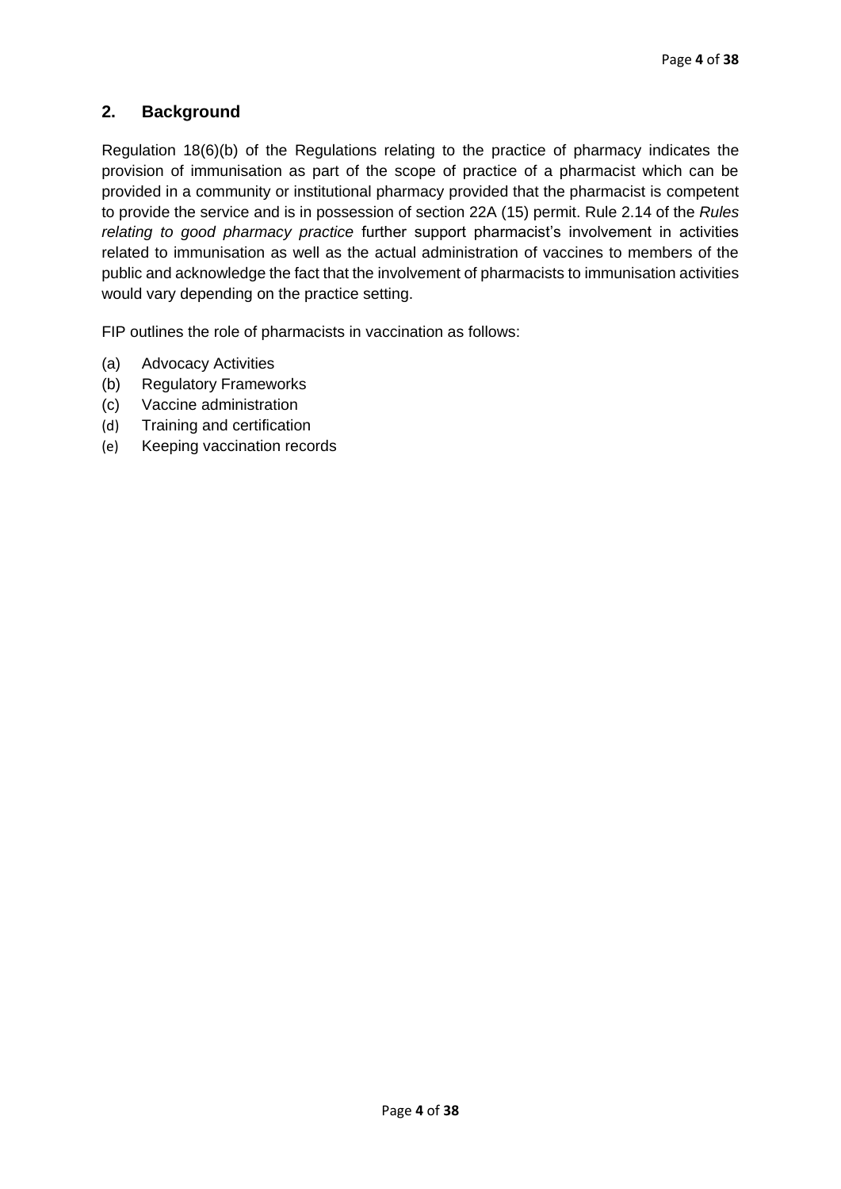## 2. Background

Regulation 18(6)(b) of the Regulations relating to the practice of pharmacy indicates the provision of immunisation as part of the scope of practice of a pharmacist which can be provided in a community or institutional pharmacy provided that the pharmacist is competent to provide the service and is in possession of section 22A (15) permit. Rule 2.14 of the *Rules relating to good pharmacy practice* further support pharmacist's involvement in activities related to immunisation as well as the actual administration of vaccines to members of the public and acknowledge the fact that the involvement of pharmacists to immunisation activities would vary depending on the practice setting.

FIP outlines the role of pharmacists in vaccination as follows:

(a) Advocacy Activities
(b) Regulatory Frameworks
(c) Vaccine administration
(d) Training and certification
(e) Keeping vaccination records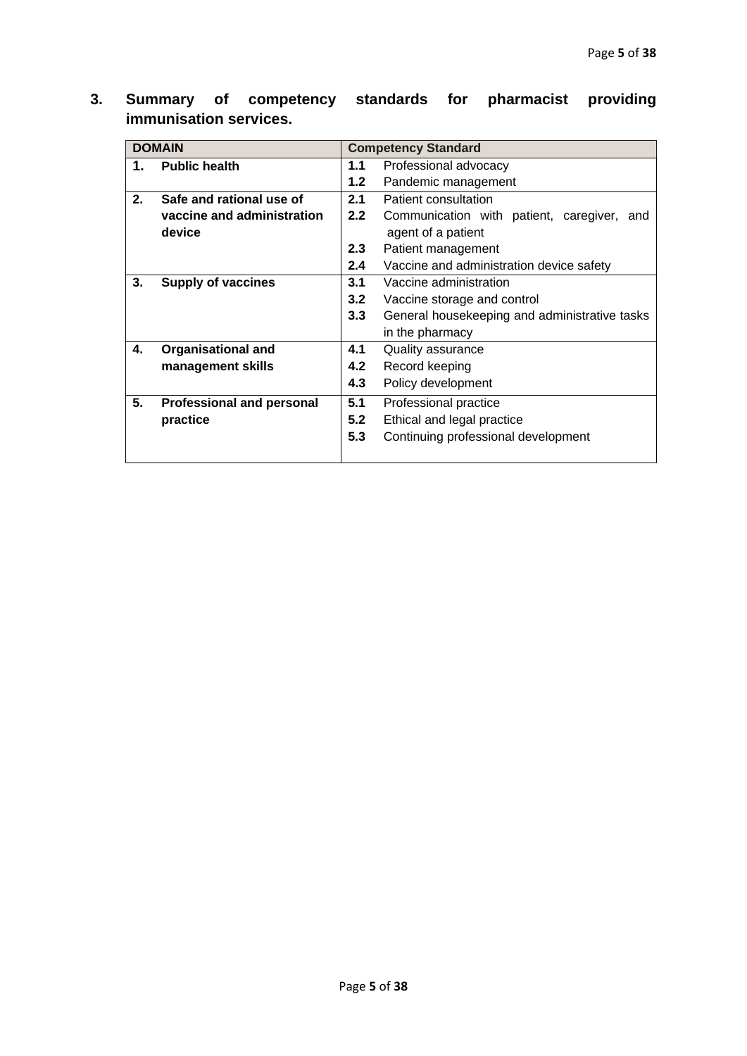## 3. Summary of competency standards for pharmacist providing immunisation services.

| DOMAIN | Competency Standard |
|---|---|
| **1. Public health** | **1.1** Professional advocacy<br>**1.2** Pandemic management |
| **2. Safe and rational use of vaccine and administration device** | **2.1** Patient consultation<br>**2.2** Communication with patient, caregiver, and agent of a patient<br>**2.3** Patient management<br>**2.4** Vaccine and administration device safety |
| **3. Supply of vaccines** | **3.1** Vaccine administration<br>**3.2** Vaccine storage and control<br>**3.3** General housekeeping and administrative tasks in the pharmacy |
| **4. Organisational and management skills** | **4.1** Quality assurance<br>**4.2** Record keeping<br>**4.3** Policy development |
| **5. Professional and personal practice** | **5.1** Professional practice<br>**5.2** Ethical and legal practice<br>**5.3** Continuing professional development |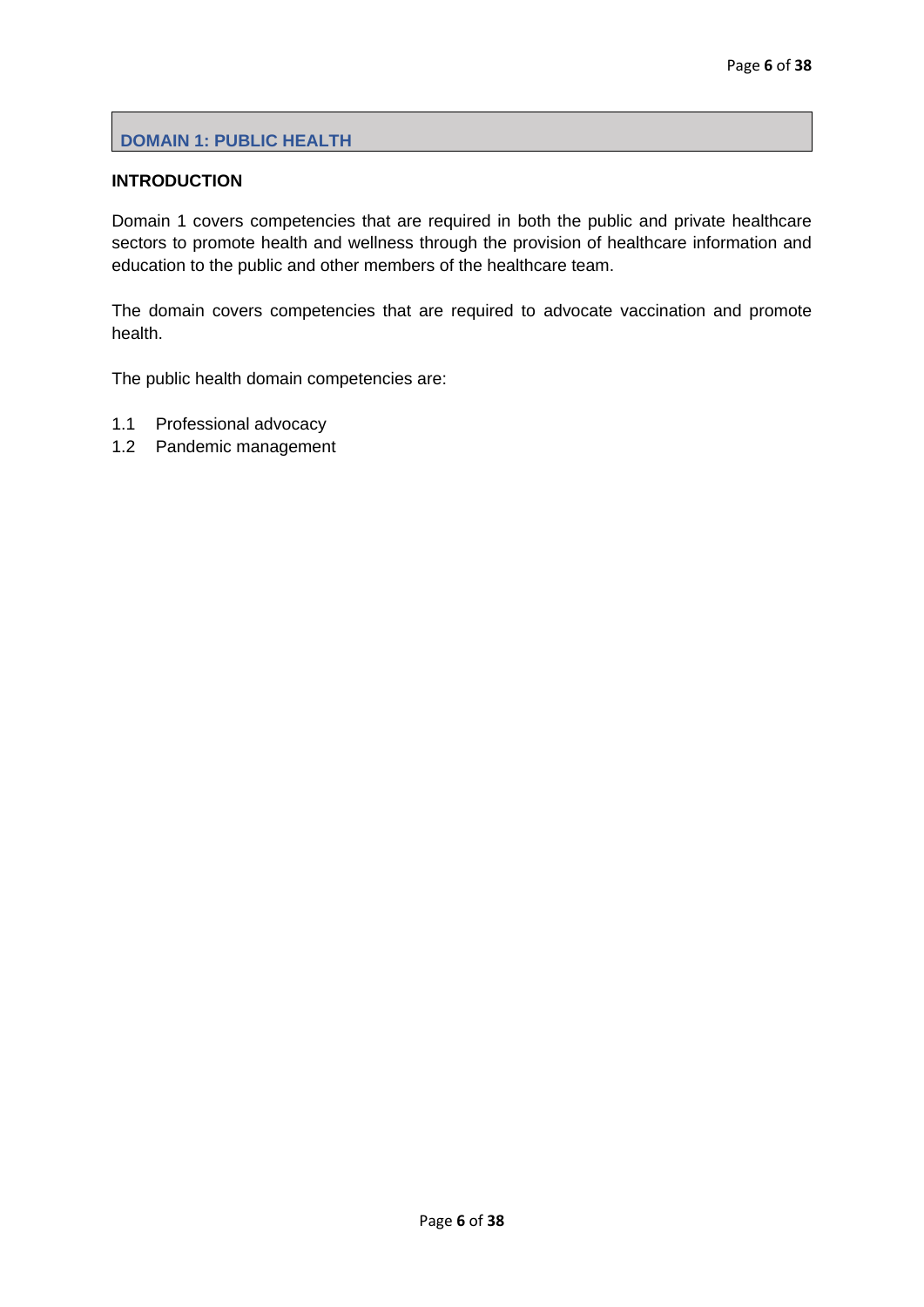## DOMAIN 1: PUBLIC HEALTH

### INTRODUCTION

Domain 1 covers competencies that are required in both the public and private healthcare sectors to promote health and wellness through the provision of healthcare information and education to the public and other members of the healthcare team.

The domain covers competencies that are required to advocate vaccination and promote health.

The public health domain competencies are:

1.1 Professional advocacy
1.2 Pandemic management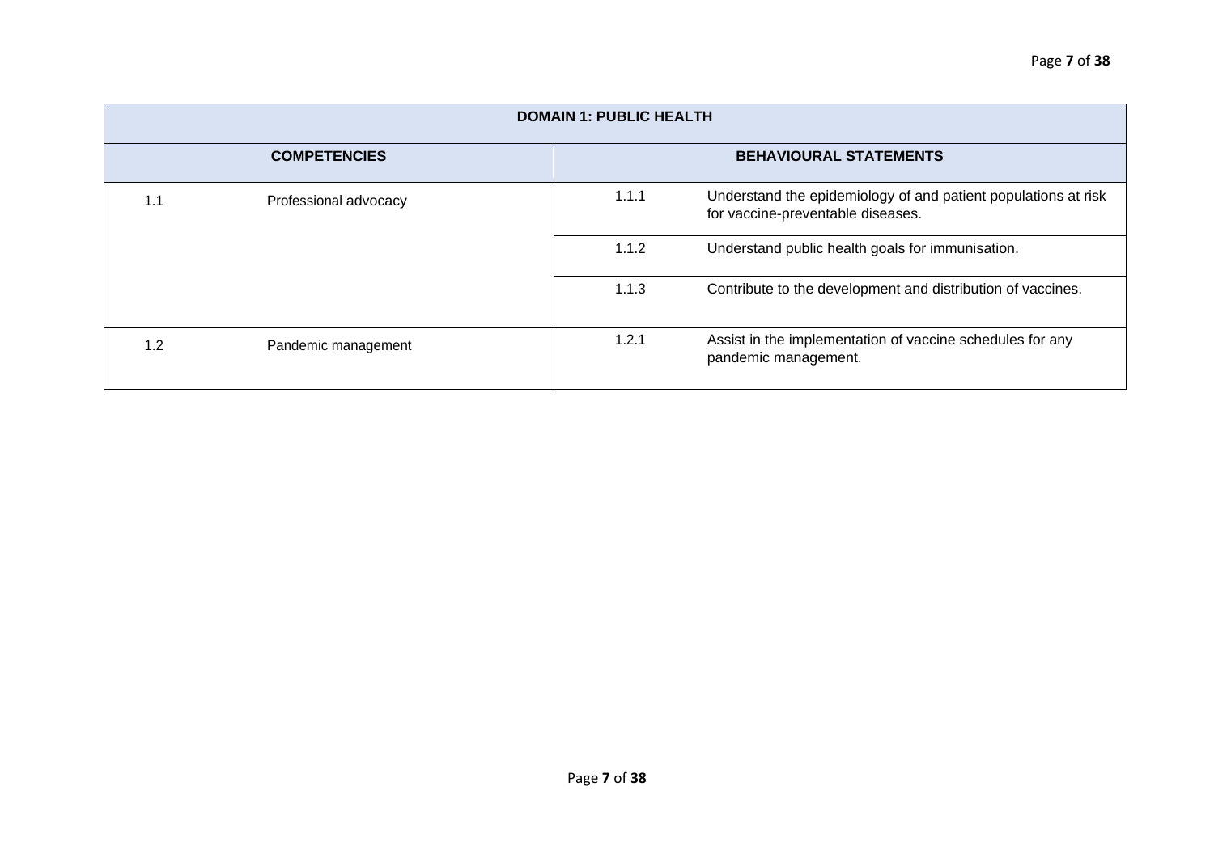| DOMAIN 1: PUBLIC HEALTH | | | |
|---|---|---|---|
| **COMPETENCIES** | | **BEHAVIOURAL STATEMENTS** | |
| 1.1 | Professional advocacy | 1.1.1 | Understand the epidemiology of and patient populations at risk for vaccine-preventable diseases. |
| | | 1.1.2 | Understand public health goals for immunisation. |
| | | 1.1.3 | Contribute to the development and distribution of vaccines. |
| 1.2 | Pandemic management | 1.2.1 | Assist in the implementation of vaccine schedules for any pandemic management. |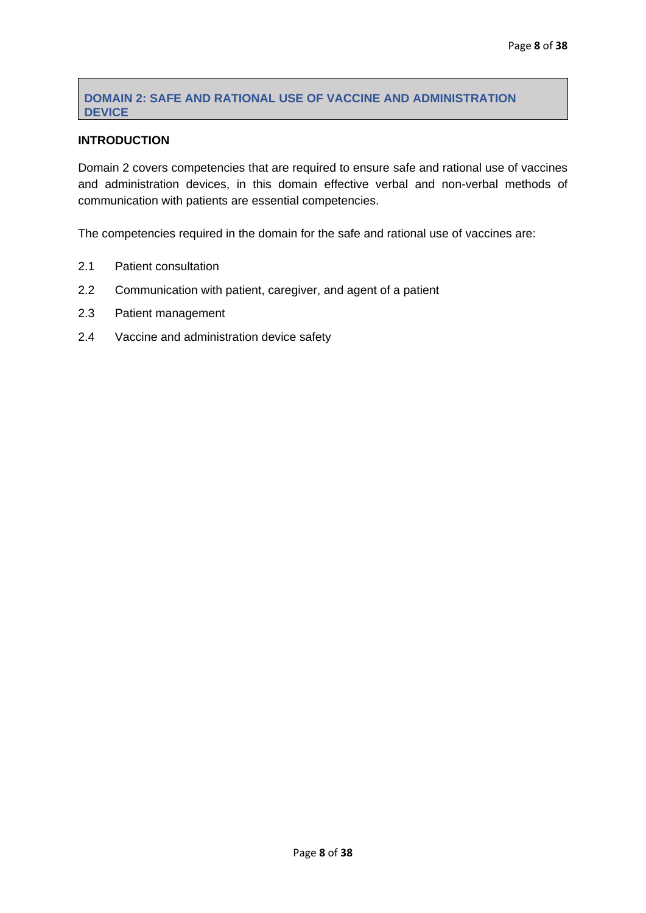## DOMAIN 2: SAFE AND RATIONAL USE OF VACCINE AND ADMINISTRATION DEVICE

### INTRODUCTION

Domain 2 covers competencies that are required to ensure safe and rational use of vaccines and administration devices, in this domain effective verbal and non-verbal methods of communication with patients are essential competencies.

The competencies required in the domain for the safe and rational use of vaccines are:

2.1 Patient consultation

2.2 Communication with patient, caregiver, and agent of a patient

2.3 Patient management

2.4 Vaccine and administration device safety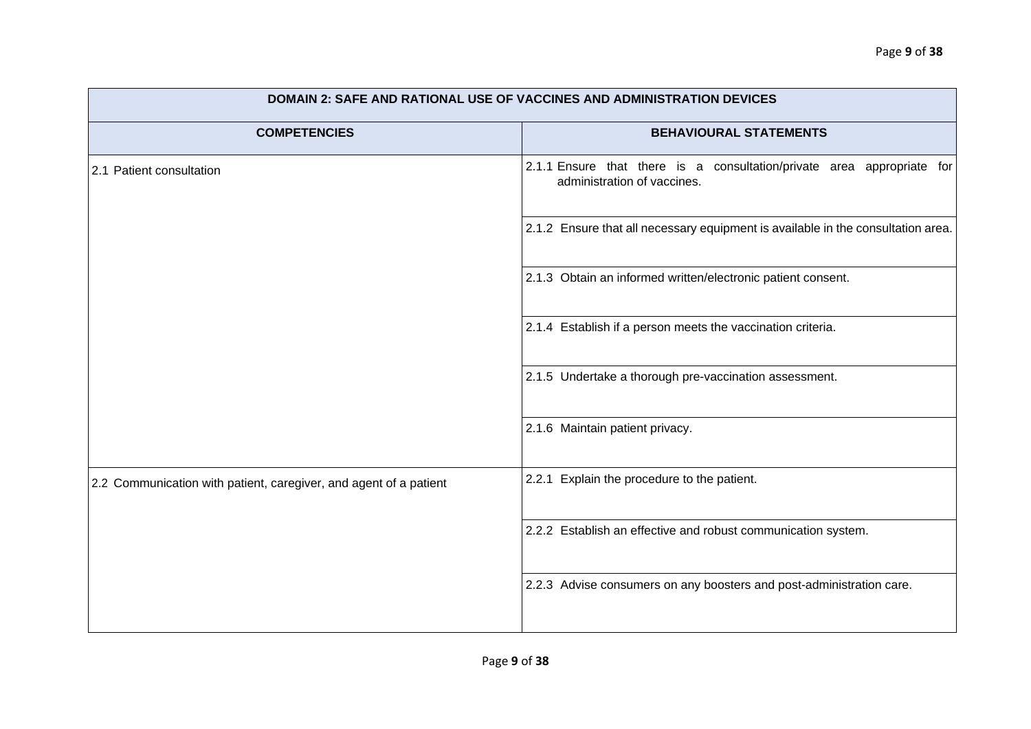| DOMAIN 2: SAFE AND RATIONAL USE OF VACCINES AND ADMINISTRATION DEVICES | |
|---|---|
| **COMPETENCIES** | **BEHAVIOURAL STATEMENTS** |
| 2.1 Patient consultation | 2.1.1 Ensure that there is a consultation/private area appropriate for administration of vaccines. |
| | 2.1.2 Ensure that all necessary equipment is available in the consultation area. |
| | 2.1.3 Obtain an informed written/electronic patient consent. |
| | 2.1.4 Establish if a person meets the vaccination criteria. |
| | 2.1.5 Undertake a thorough pre-vaccination assessment. |
| | 2.1.6 Maintain patient privacy. |
| 2.2 Communication with patient, caregiver, and agent of a patient | 2.2.1 Explain the procedure to the patient. |
| | 2.2.2 Establish an effective and robust communication system. |
| | 2.2.3 Advise consumers on any boosters and post-administration care. |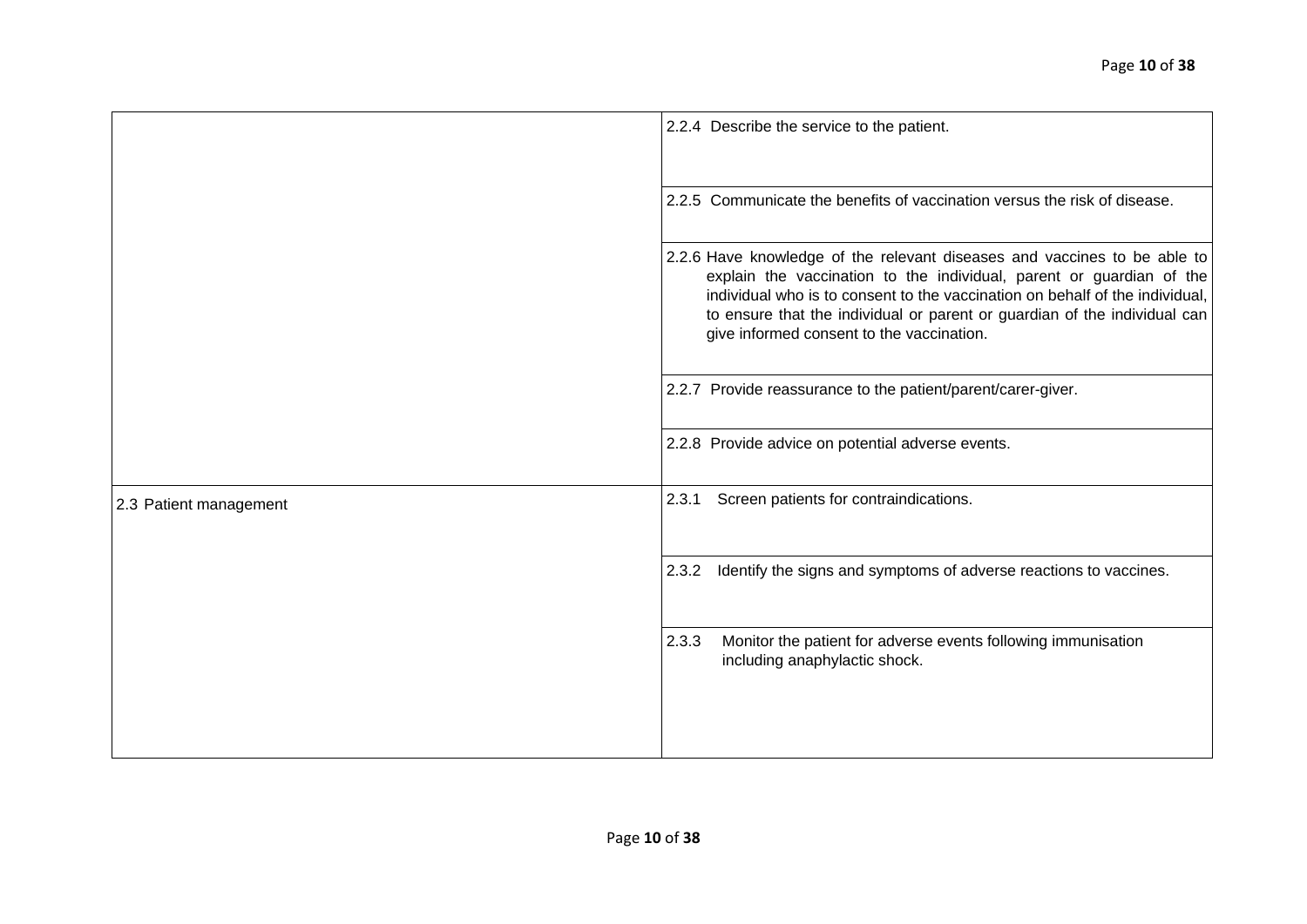| | |
|---|---|
| | 2.2.4 Describe the service to the patient. |
| | 2.2.5 Communicate the benefits of vaccination versus the risk of disease. |
| | 2.2.6 Have knowledge of the relevant diseases and vaccines to be able to explain the vaccination to the individual, parent or guardian of the individual who is to consent to the vaccination on behalf of the individual, to ensure that the individual or parent or guardian of the individual can give informed consent to the vaccination. |
| | 2.2.7 Provide reassurance to the patient/parent/carer-giver. |
| | 2.2.8 Provide advice on potential adverse events. |
| 2.3 Patient management | 2.3.1 Screen patients for contraindications. |
| | 2.3.2 Identify the signs and symptoms of adverse reactions to vaccines. |
| | 2.3.3 Monitor the patient for adverse events following immunisation including anaphylactic shock. |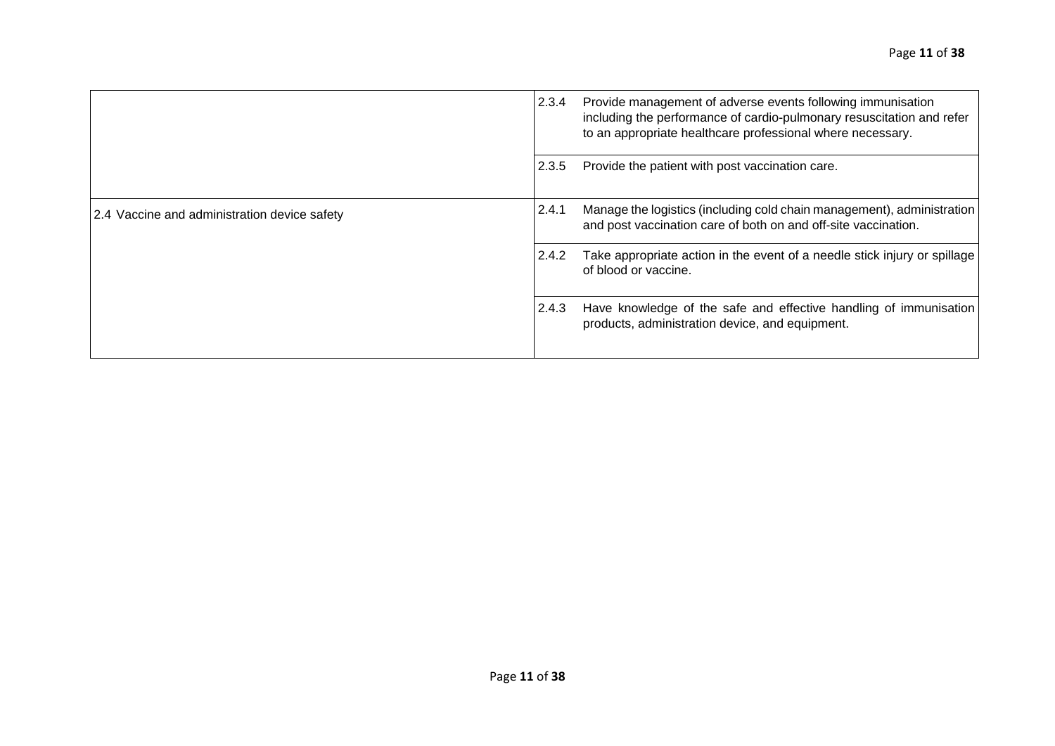| | |
|---|---|
| | 2.3.4 Provide management of adverse events following immunisation including the performance of cardio-pulmonary resuscitation and refer to an appropriate healthcare professional where necessary. |
| | 2.3.5 Provide the patient with post vaccination care. |
| 2.4 Vaccine and administration device safety | 2.4.1 Manage the logistics (including cold chain management), administration and post vaccination care of both on and off-site vaccination. |
| | 2.4.2 Take appropriate action in the event of a needle stick injury or spillage of blood or vaccine. |
| | 2.4.3 Have knowledge of the safe and effective handling of immunisation products, administration device, and equipment. |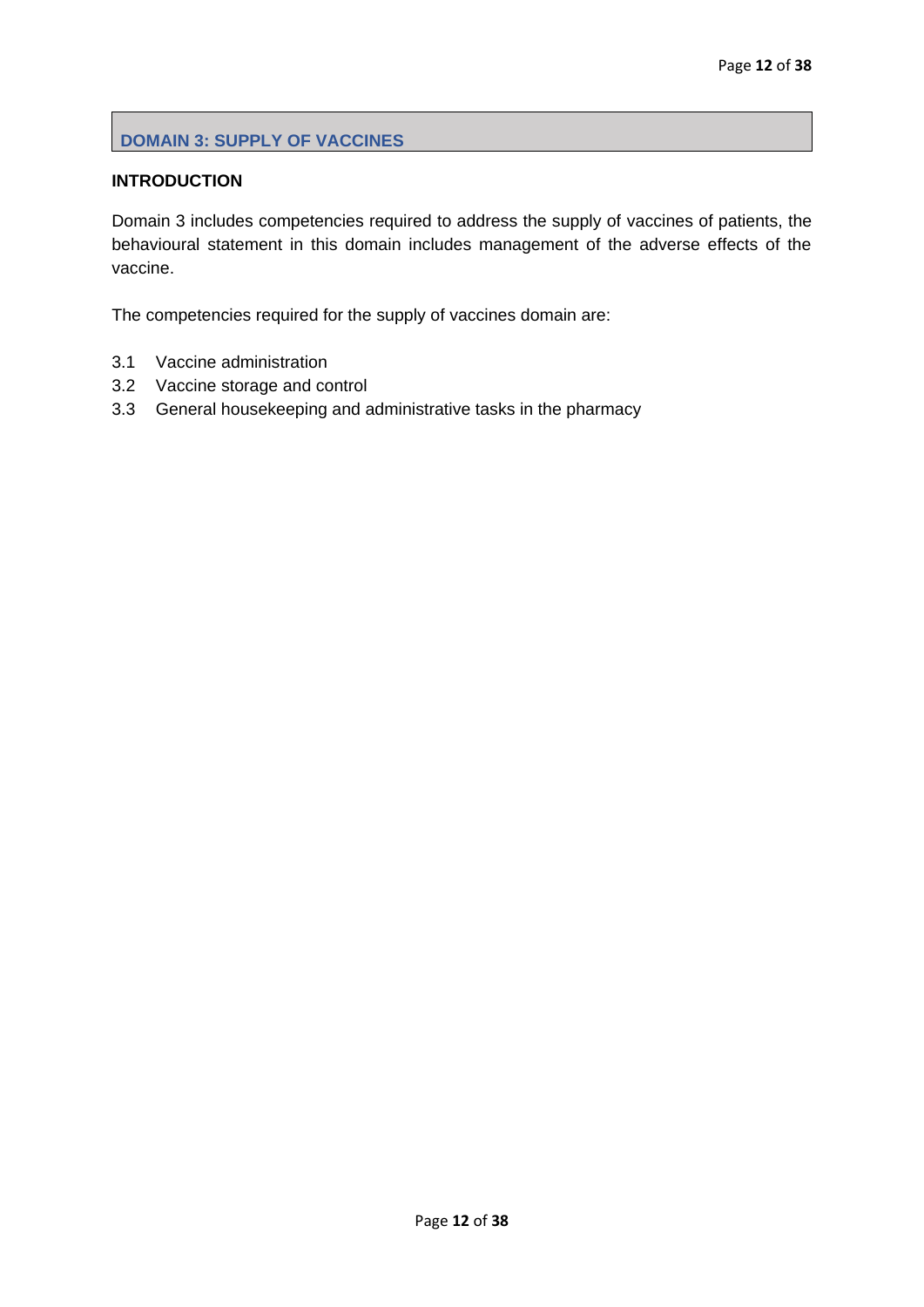## DOMAIN 3: SUPPLY OF VACCINES

### INTRODUCTION

Domain 3 includes competencies required to address the supply of vaccines of patients, the behavioural statement in this domain includes management of the adverse effects of the vaccine.

The competencies required for the supply of vaccines domain are:

3.1 Vaccine administration
3.2 Vaccine storage and control
3.3 General housekeeping and administrative tasks in the pharmacy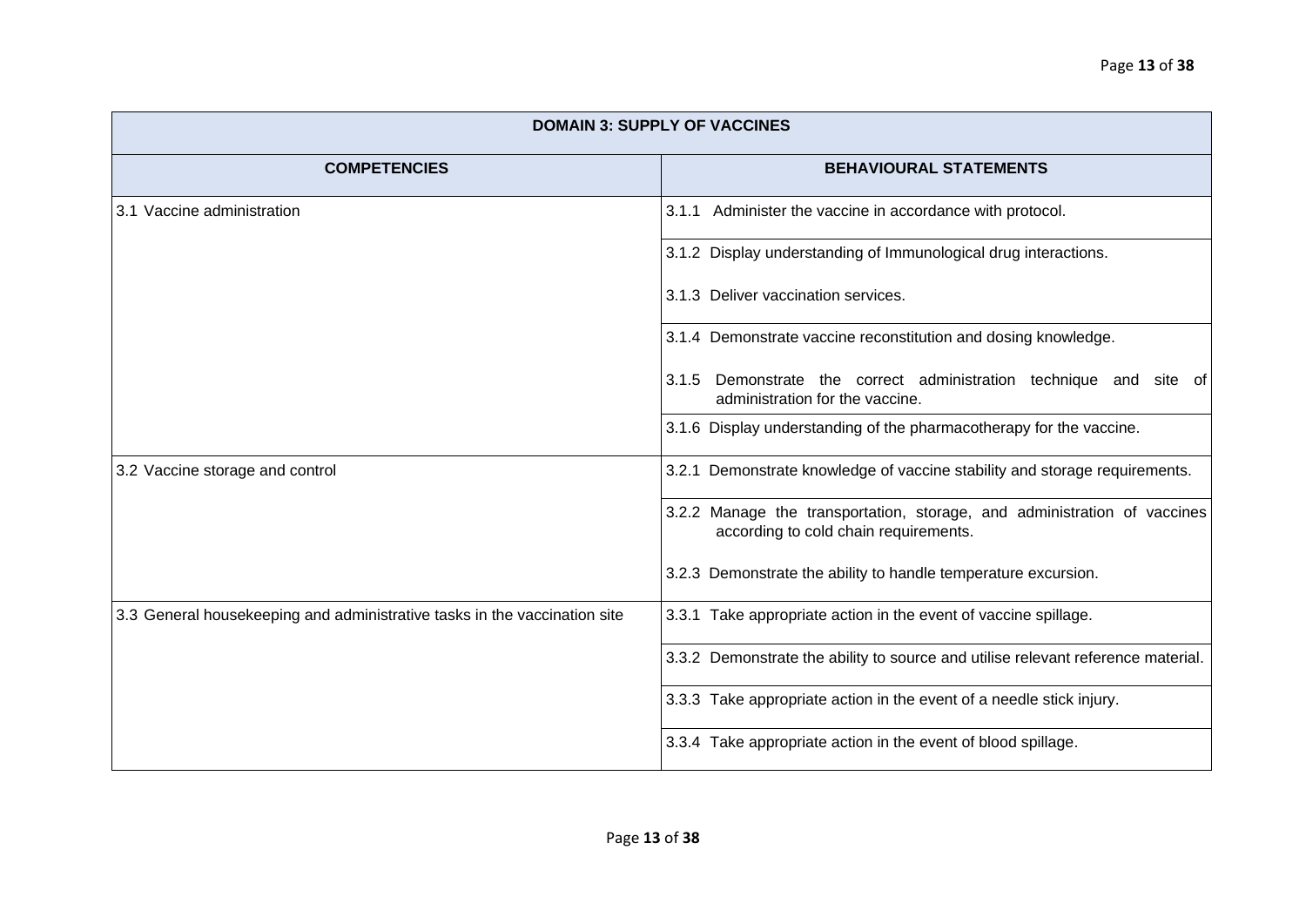| DOMAIN 3: SUPPLY OF VACCINES | |
|---|---|
| **COMPETENCIES** | **BEHAVIOURAL STATEMENTS** |
| 3.1 Vaccine administration | 3.1.1 Administer the vaccine in accordance with protocol. |
| | 3.1.2 Display understanding of Immunological drug interactions.<br><br>3.1.3 Deliver vaccination services. |
| | 3.1.4 Demonstrate vaccine reconstitution and dosing knowledge.<br><br>3.1.5 Demonstrate the correct administration technique and site of administration for the vaccine. |
| | 3.1.6 Display understanding of the pharmacotherapy for the vaccine. |
| 3.2 Vaccine storage and control | 3.2.1 Demonstrate knowledge of vaccine stability and storage requirements. |
| | 3.2.2 Manage the transportation, storage, and administration of vaccines according to cold chain requirements.<br><br>3.2.3 Demonstrate the ability to handle temperature excursion. |
| 3.3 General housekeeping and administrative tasks in the vaccination site | 3.3.1 Take appropriate action in the event of vaccine spillage. |
| | 3.3.2 Demonstrate the ability to source and utilise relevant reference material. |
| | 3.3.3 Take appropriate action in the event of a needle stick injury. |
| | 3.3.4 Take appropriate action in the event of blood spillage. |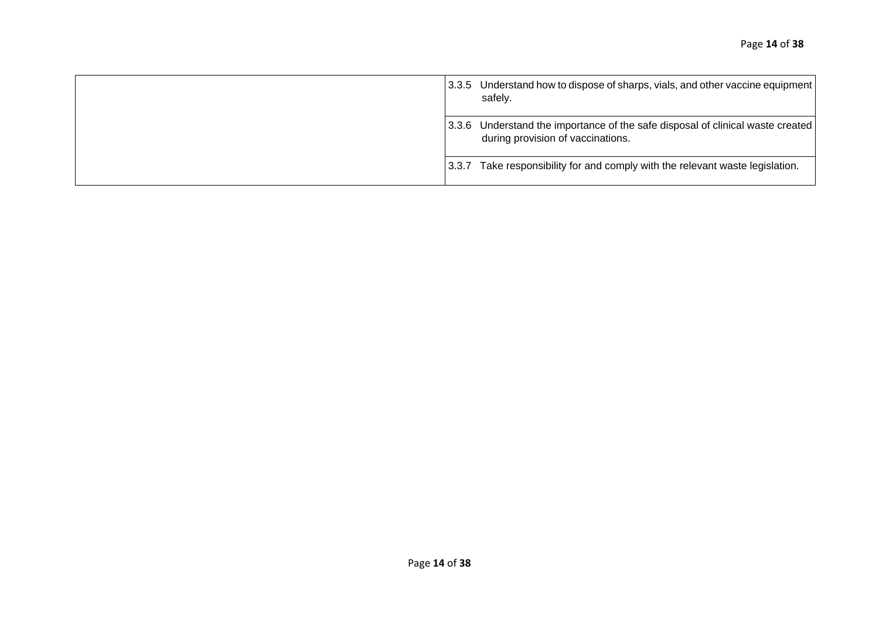| | |
|---|---|
| | 3.3.5 Understand how to dispose of sharps, vials, and other vaccine equipment safely. |
| | 3.3.6 Understand the importance of the safe disposal of clinical waste created during provision of vaccinations. |
| | 3.3.7 Take responsibility for and comply with the relevant waste legislation. |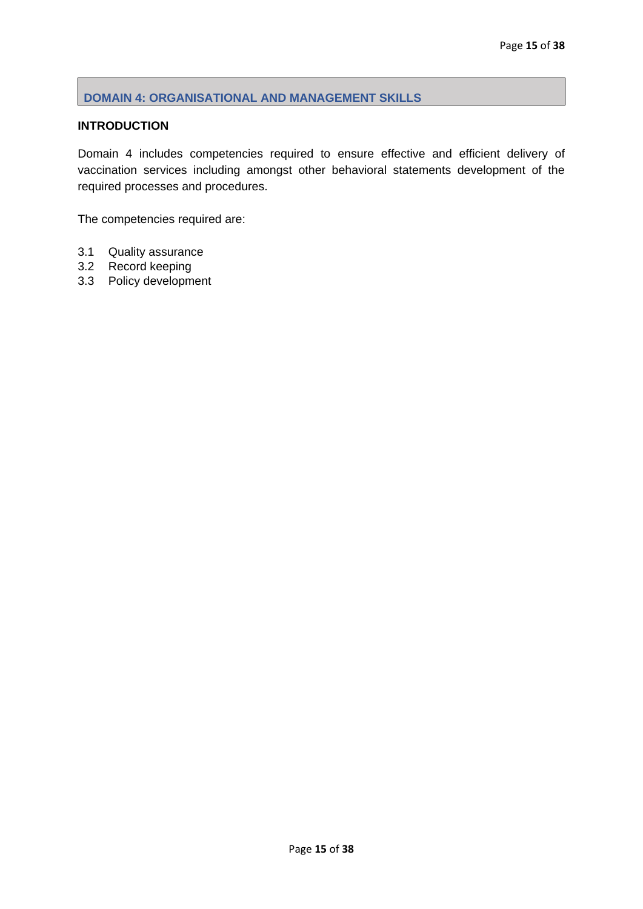## DOMAIN 4: ORGANISATIONAL AND MANAGEMENT SKILLS

**INTRODUCTION**

Domain 4 includes competencies required to ensure effective and efficient delivery of vaccination services including amongst other behavioral statements development of the required processes and procedures.

The competencies required are:

3.1 Quality assurance
3.2 Record keeping
3.3 Policy development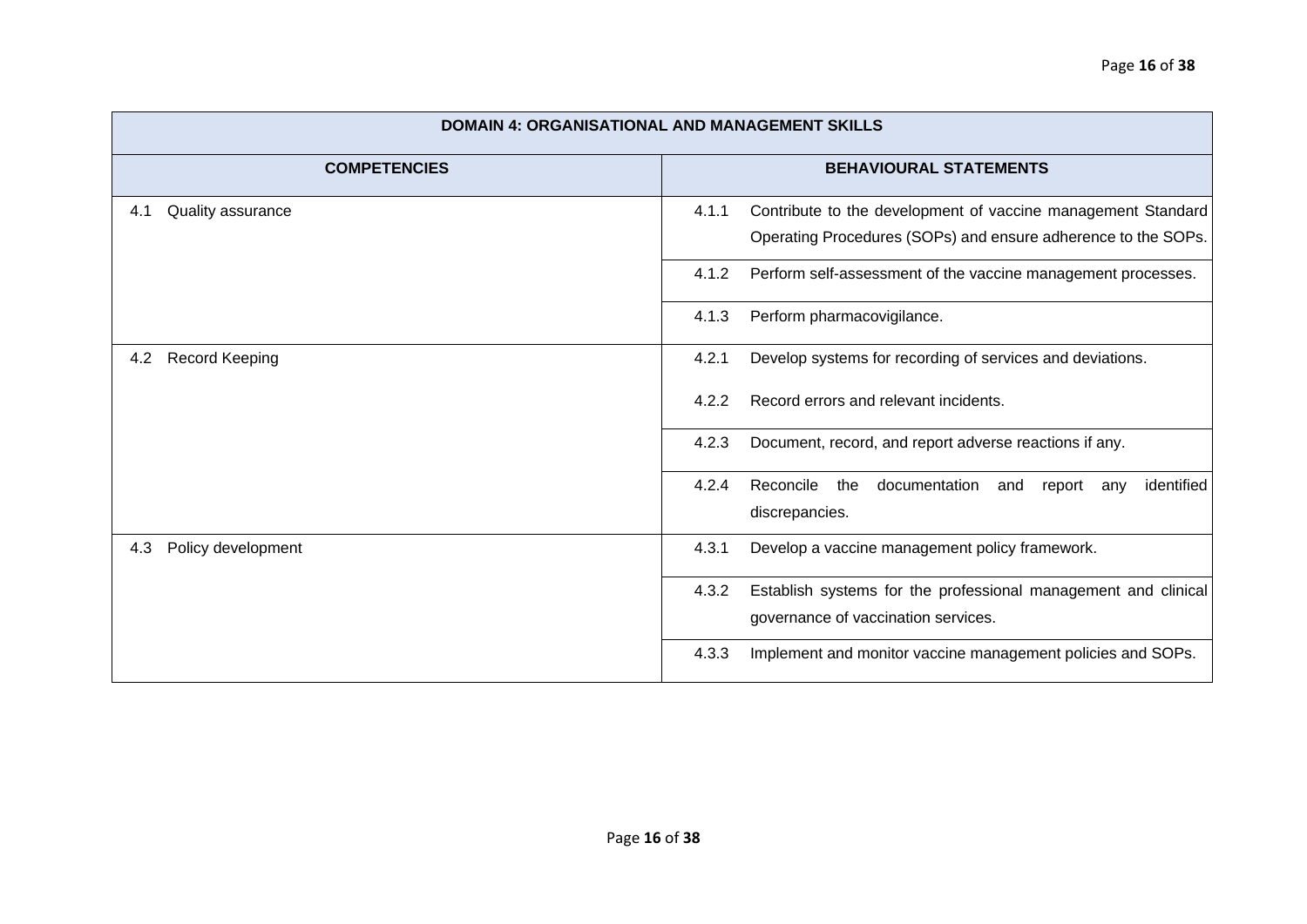| DOMAIN 4: ORGANISATIONAL AND MANAGEMENT SKILLS | | |
|---|---|---|
| **COMPETENCIES** | **BEHAVIOURAL STATEMENTS** | |
| 4.1 Quality assurance | 4.1.1 | Contribute to the development of vaccine management Standard Operating Procedures (SOPs) and ensure adherence to the SOPs. |
| | 4.1.2 | Perform self-assessment of the vaccine management processes. |
| | 4.1.3 | Perform pharmacovigilance. |
| 4.2 Record Keeping | 4.2.1 | Develop systems for recording of services and deviations. |
| | 4.2.2 | Record errors and relevant incidents. |
| | 4.2.3 | Document, record, and report adverse reactions if any. |
| | 4.2.4 | Reconcile the documentation and report any identified discrepancies. |
| 4.3 Policy development | 4.3.1 | Develop a vaccine management policy framework. |
| | 4.3.2 | Establish systems for the professional management and clinical governance of vaccination services. |
| | 4.3.3 | Implement and monitor vaccine management policies and SOPs. |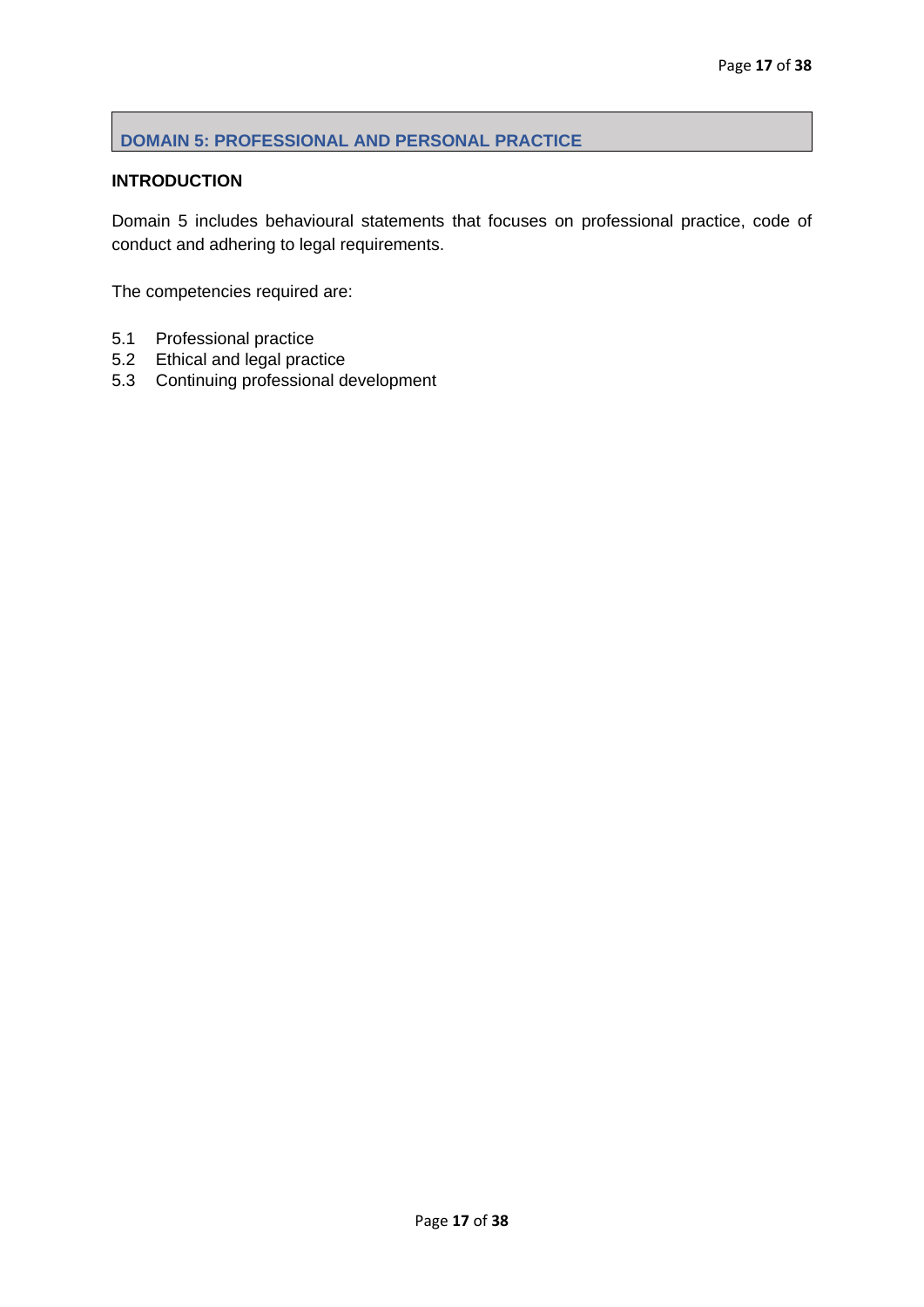## DOMAIN 5: PROFESSIONAL AND PERSONAL PRACTICE

### INTRODUCTION

Domain 5 includes behavioural statements that focuses on professional practice, code of conduct and adhering to legal requirements.

The competencies required are:

5.1 Professional practice
5.2 Ethical and legal practice
5.3 Continuing professional development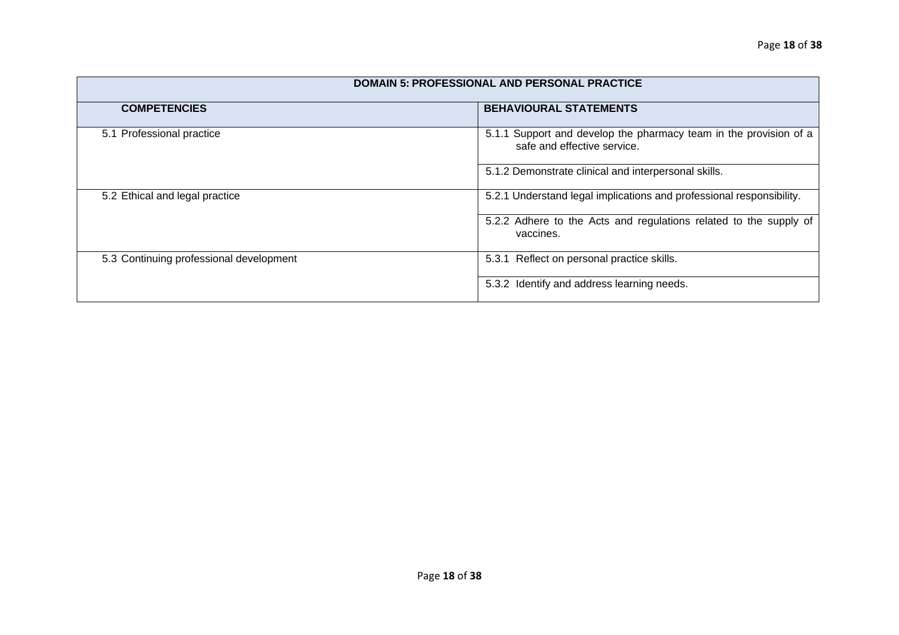| DOMAIN 5: PROFESSIONAL AND PERSONAL PRACTICE | |
|---|---|
| **COMPETENCIES** | **BEHAVIOURAL STATEMENTS** |
| 5.1 Professional practice | 5.1.1 Support and develop the pharmacy team in the provision of a safe and effective service. |
| | 5.1.2 Demonstrate clinical and interpersonal skills. |
| 5.2 Ethical and legal practice | 5.2.1 Understand legal implications and professional responsibility. |
| | 5.2.2 Adhere to the Acts and regulations related to the supply of vaccines. |
| 5.3 Continuing professional development | 5.3.1 Reflect on personal practice skills. |
| | 5.3.2 Identify and address learning needs. |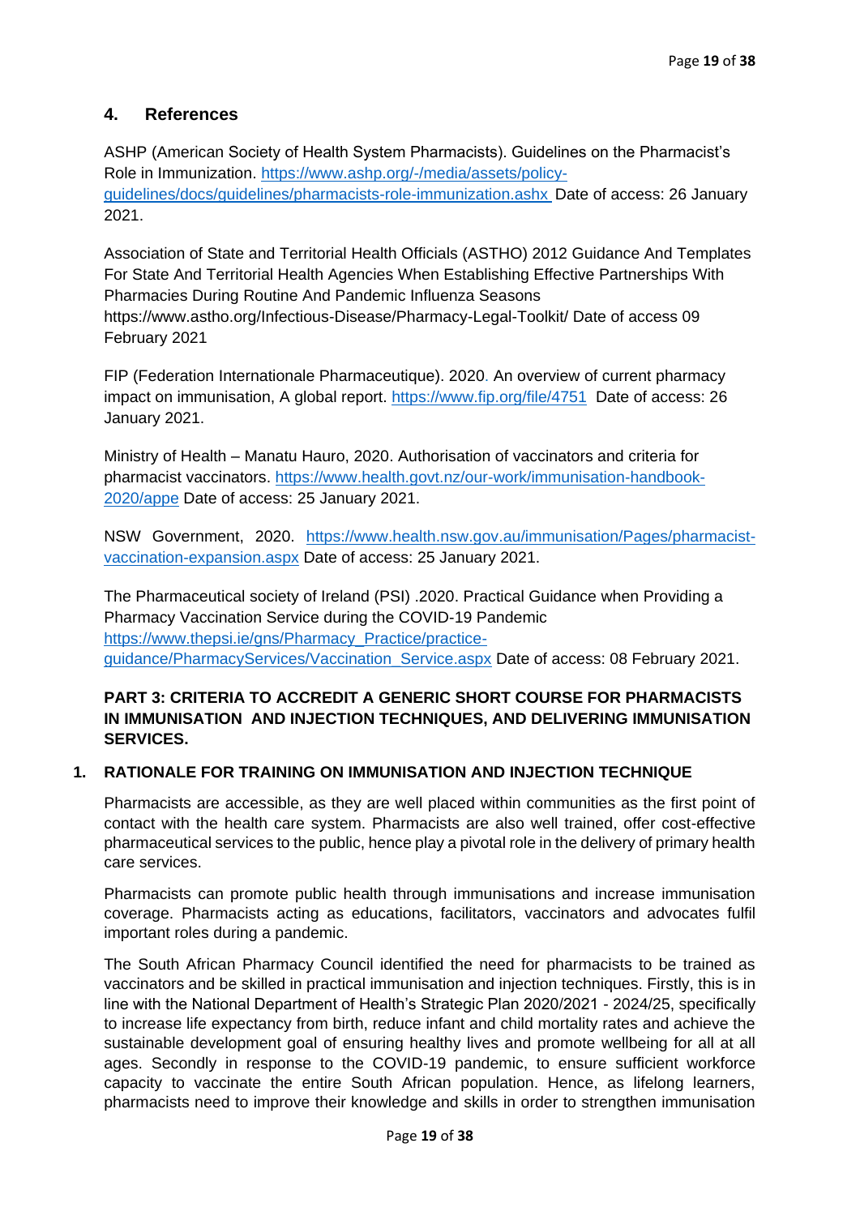## 4. References

ASHP (American Society of Health System Pharmacists). Guidelines on the Pharmacist's Role in Immunization. https://www.ashp.org/-/media/assets/policy-guidelines/docs/guidelines/pharmacists-role-immunization.ashx Date of access: 26 January 2021.

Association of State and Territorial Health Officials (ASTHO) 2012 Guidance And Templates For State And Territorial Health Agencies When Establishing Effective Partnerships With Pharmacies During Routine And Pandemic Influenza Seasons https://www.astho.org/Infectious-Disease/Pharmacy-Legal-Toolkit/ Date of access 09 February 2021

FIP (Federation Internationale Pharmaceutique). 2020. An overview of current pharmacy impact on immunisation, A global report. https://www.fip.org/file/4751 Date of access: 26 January 2021.

Ministry of Health – Manatu Hauro, 2020. Authorisation of vaccinators and criteria for pharmacist vaccinators. https://www.health.govt.nz/our-work/immunisation-handbook-2020/appe Date of access: 25 January 2021.

NSW Government, 2020. https://www.health.nsw.gov.au/immunisation/Pages/pharmacist-vaccination-expansion.aspx Date of access: 25 January 2021.

The Pharmaceutical society of Ireland (PSI) .2020. Practical Guidance when Providing a Pharmacy Vaccination Service during the COVID-19 Pandemic https://www.thepsi.ie/gns/Pharmacy_Practice/practice-guidance/PharmacyServices/Vaccination_Service.aspx Date of access: 08 February 2021.

# PART 3: CRITERIA TO ACCREDIT A GENERIC SHORT COURSE FOR PHARMACISTS IN IMMUNISATION AND INJECTION TECHNIQUES, AND DELIVERING IMMUNISATION SERVICES.

## 1. RATIONALE FOR TRAINING ON IMMUNISATION AND INJECTION TECHNIQUE

Pharmacists are accessible, as they are well placed within communities as the first point of contact with the health care system. Pharmacists are also well trained, offer cost-effective pharmaceutical services to the public, hence play a pivotal role in the delivery of primary health care services.

Pharmacists can promote public health through immunisations and increase immunisation coverage. Pharmacists acting as educations, facilitators, vaccinators and advocates fulfil important roles during a pandemic.

The South African Pharmacy Council identified the need for pharmacists to be trained as vaccinators and be skilled in practical immunisation and injection techniques. Firstly, this is in line with the National Department of Health's Strategic Plan 2020/2021 - 2024/25, specifically to increase life expectancy from birth, reduce infant and child mortality rates and achieve the sustainable development goal of ensuring healthy lives and promote wellbeing for all at all ages. Secondly in response to the COVID-19 pandemic, to ensure sufficient workforce capacity to vaccinate the entire South African population. Hence, as lifelong learners, pharmacists need to improve their knowledge and skills in order to strengthen immunisation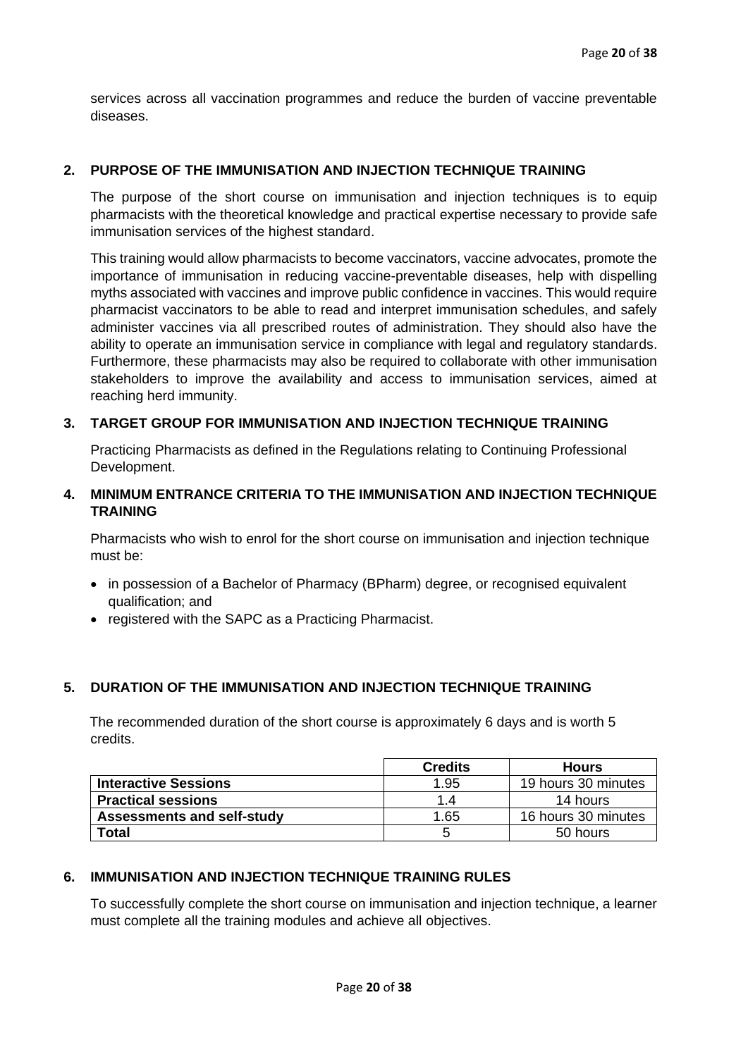services across all vaccination programmes and reduce the burden of vaccine preventable diseases.

## 2. PURPOSE OF THE IMMUNISATION AND INJECTION TECHNIQUE TRAINING

The purpose of the short course on immunisation and injection techniques is to equip pharmacists with the theoretical knowledge and practical expertise necessary to provide safe immunisation services of the highest standard.

This training would allow pharmacists to become vaccinators, vaccine advocates, promote the importance of immunisation in reducing vaccine-preventable diseases, help with dispelling myths associated with vaccines and improve public confidence in vaccines. This would require pharmacist vaccinators to be able to read and interpret immunisation schedules, and safely administer vaccines via all prescribed routes of administration. They should also have the ability to operate an immunisation service in compliance with legal and regulatory standards. Furthermore, these pharmacists may also be required to collaborate with other immunisation stakeholders to improve the availability and access to immunisation services, aimed at reaching herd immunity.

## 3. TARGET GROUP FOR IMMUNISATION AND INJECTION TECHNIQUE TRAINING

Practicing Pharmacists as defined in the Regulations relating to Continuing Professional Development.

## 4. MINIMUM ENTRANCE CRITERIA TO THE IMMUNISATION AND INJECTION TECHNIQUE TRAINING

Pharmacists who wish to enrol for the short course on immunisation and injection technique must be:

- in possession of a Bachelor of Pharmacy (BPharm) degree, or recognised equivalent qualification; and
- registered with the SAPC as a Practicing Pharmacist.

## 5. DURATION OF THE IMMUNISATION AND INJECTION TECHNIQUE TRAINING

The recommended duration of the short course is approximately 6 days and is worth 5 credits.

| | Credits | Hours |
|---|---|---|
| **Interactive Sessions** | 1.95 | 19 hours 30 minutes |
| **Practical sessions** | 1.4 | 14 hours |
| **Assessments and self-study** | 1.65 | 16 hours 30 minutes |
| **Total** | 5 | 50 hours |

## 6. IMMUNISATION AND INJECTION TECHNIQUE TRAINING RULES

To successfully complete the short course on immunisation and injection technique, a learner must complete all the training modules and achieve all objectives.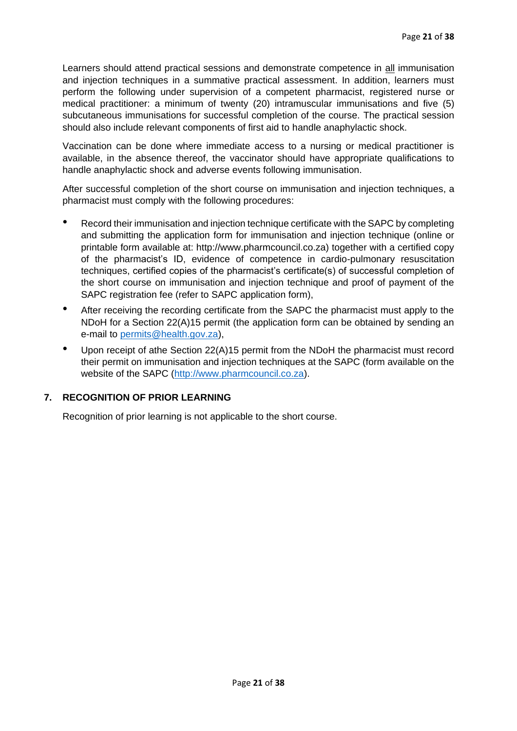Learners should attend practical sessions and demonstrate competence in <u>all</u> immunisation and injection techniques in a summative practical assessment. In addition, learners must perform the following under supervision of a competent pharmacist, registered nurse or medical practitioner: a minimum of twenty (20) intramuscular immunisations and five (5) subcutaneous immunisations for successful completion of the course. The practical session should also include relevant components of first aid to handle anaphylactic shock.

Vaccination can be done where immediate access to a nursing or medical practitioner is available, in the absence thereof, the vaccinator should have appropriate qualifications to handle anaphylactic shock and adverse events following immunisation.

After successful completion of the short course on immunisation and injection techniques, a pharmacist must comply with the following procedures:

- Record their immunisation and injection technique certificate with the SAPC by completing and submitting the application form for immunisation and injection technique (online or printable form available at: http://www.pharmcouncil.co.za) together with a certified copy of the pharmacist's ID, evidence of competence in cardio-pulmonary resuscitation techniques, certified copies of the pharmacist's certificate(s) of successful completion of the short course on immunisation and injection technique and proof of payment of the SAPC registration fee (refer to SAPC application form),
- After receiving the recording certificate from the SAPC the pharmacist must apply to the NDoH for a Section 22(A)15 permit (the application form can be obtained by sending an e-mail to permits@health.gov.za),
- Upon receipt of athe Section 22(A)15 permit from the NDoH the pharmacist must record their permit on immunisation and injection techniques at the SAPC (form available on the website of the SAPC (http://www.pharmcouncil.co.za).

## 7. RECOGNITION OF PRIOR LEARNING

Recognition of prior learning is not applicable to the short course.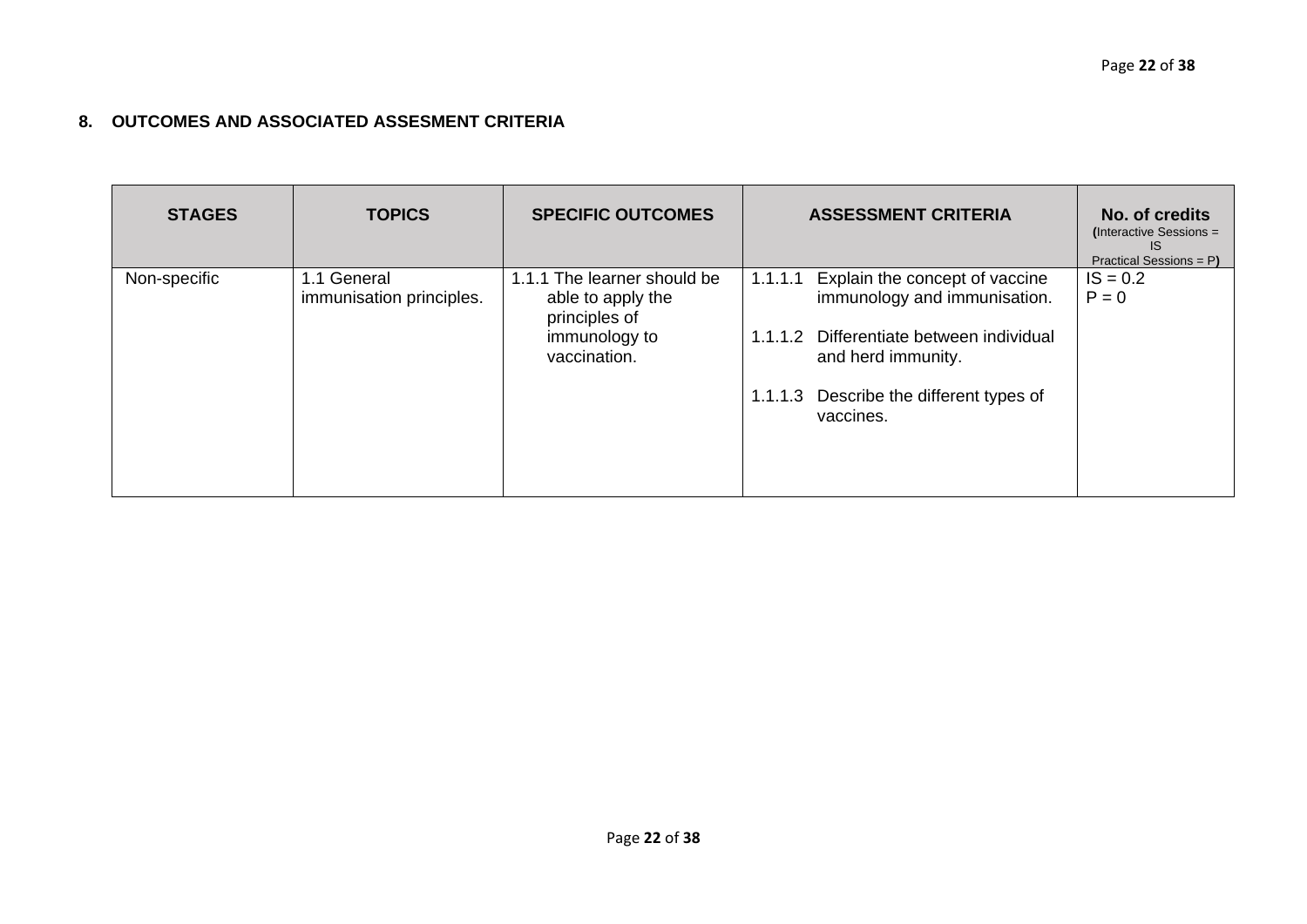## 8. OUTCOMES AND ASSOCIATED ASSESMENT CRITERIA

| STAGES | TOPICS | SPECIFIC OUTCOMES | ASSESSMENT CRITERIA | No. of credits (Interactive Sessions = IS Practical Sessions = P) |
|---|---|---|---|---|
| Non-specific | 1.1 General immunisation principles. | 1.1.1 The learner should be able to apply the principles of immunology to vaccination. | 1.1.1.1 Explain the concept of vaccine immunology and immunisation.<br><br>1.1.1.2 Differentiate between individual and herd immunity.<br><br>1.1.1.3 Describe the different types of vaccines. | IS = 0.2<br>P = 0 |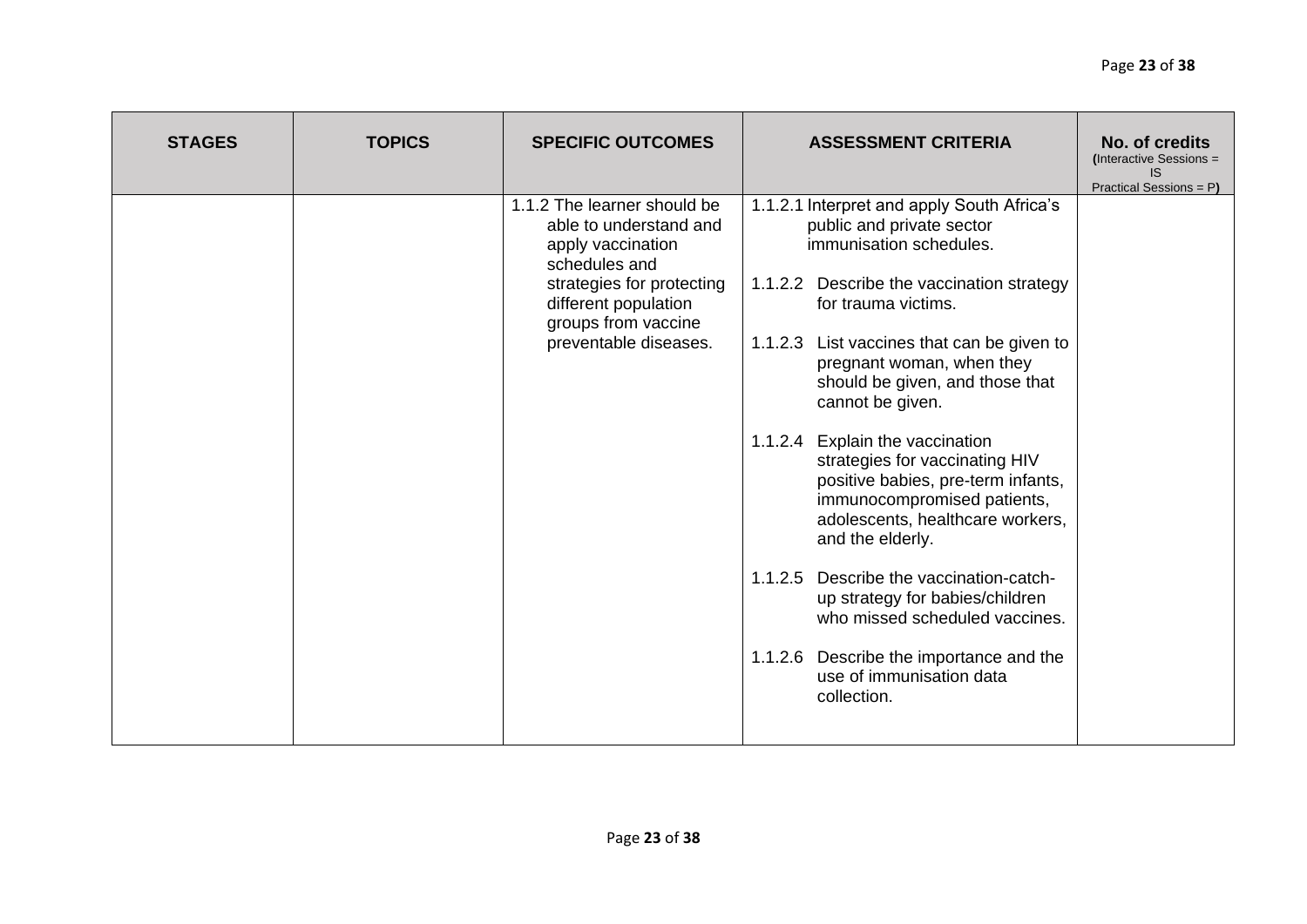| STAGES | TOPICS | SPECIFIC OUTCOMES | ASSESSMENT CRITERIA | No. of credits (Interactive Sessions = IS Practical Sessions = P) |
|---|---|---|---|---|
| | | 1.1.2 The learner should be able to understand and apply vaccination schedules and strategies for protecting different population groups from vaccine preventable diseases. | 1.1.2.1 Interpret and apply South Africa's public and private sector immunisation schedules.<br><br>1.1.2.2 Describe the vaccination strategy for trauma victims.<br><br>1.1.2.3 List vaccines that can be given to pregnant woman, when they should be given, and those that cannot be given.<br><br>1.1.2.4 Explain the vaccination strategies for vaccinating HIV positive babies, pre-term infants, immunocompromised patients, adolescents, healthcare workers, and the elderly.<br><br>1.1.2.5 Describe the vaccination-catch-up strategy for babies/children who missed scheduled vaccines.<br><br>1.1.2.6 Describe the importance and the use of immunisation data collection. | |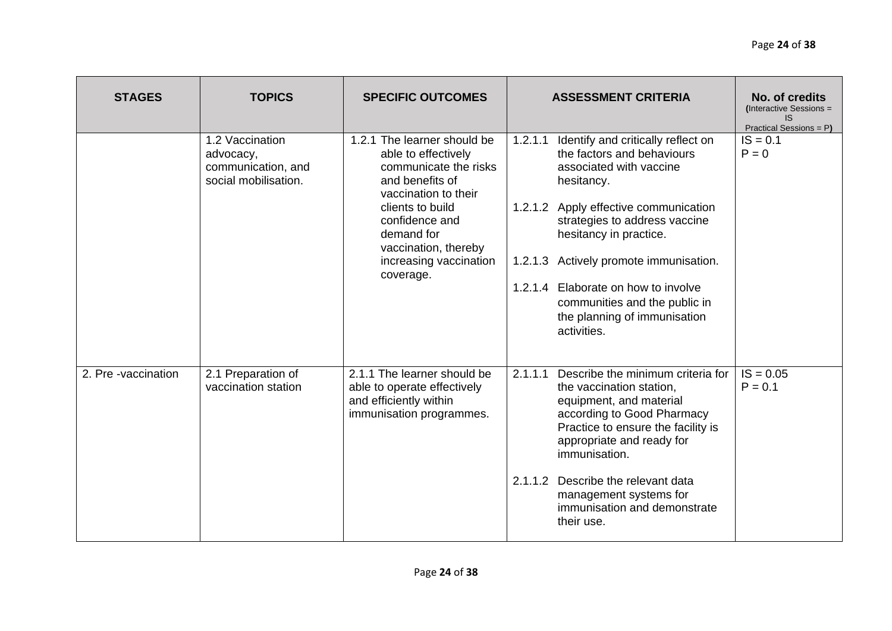| STAGES | TOPICS | SPECIFIC OUTCOMES | ASSESSMENT CRITERIA | No. of credits (Interactive Sessions = IS Practical Sessions = P) |
|---|---|---|---|---|
| | 1.2 Vaccination advocacy, communication, and social mobilisation. | 1.2.1 The learner should be able to effectively communicate the risks and benefits of vaccination to their clients to build confidence and demand for vaccination, thereby increasing vaccination coverage. | 1.2.1.1 Identify and critically reflect on the factors and behaviours associated with vaccine hesitancy.<br><br>1.2.1.2 Apply effective communication strategies to address vaccine hesitancy in practice.<br><br>1.2.1.3 Actively promote immunisation.<br><br>1.2.1.4 Elaborate on how to involve communities and the public in the planning of immunisation activities. | IS = 0.1<br>P = 0 |
| 2. Pre -vaccination | 2.1 Preparation of vaccination station | 2.1.1 The learner should be able to operate effectively and efficiently within immunisation programmes. | 2.1.1.1 Describe the minimum criteria for the vaccination station, equipment, and material according to Good Pharmacy Practice to ensure the facility is appropriate and ready for immunisation.<br><br>2.1.1.2 Describe the relevant data management systems for immunisation and demonstrate their use. | IS = 0.05<br>P = 0.1 |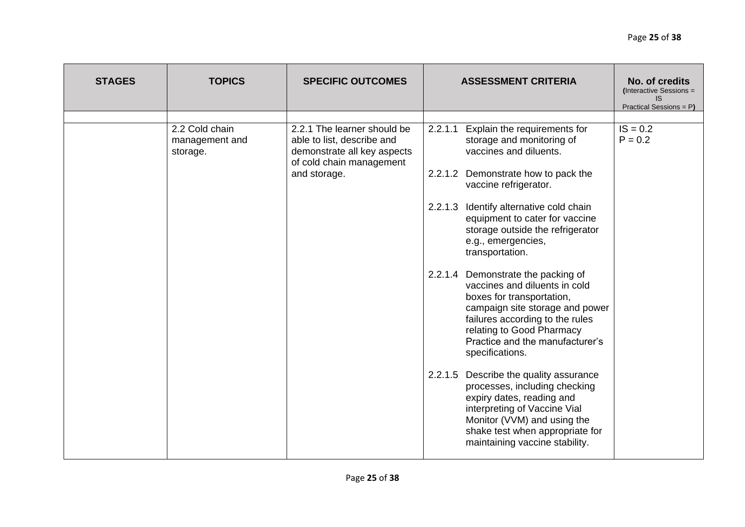| STAGES | TOPICS | SPECIFIC OUTCOMES | ASSESSMENT CRITERIA | No. of credits (Interactive Sessions = IS Practical Sessions = P) |
|---|---|---|---|---|
| | | | | |
| | 2.2 Cold chain management and storage. | 2.2.1 The learner should be able to list, describe and demonstrate all key aspects of cold chain management and storage. | 2.2.1.1 Explain the requirements for storage and monitoring of vaccines and diluents.<br><br>2.2.1.2 Demonstrate how to pack the vaccine refrigerator.<br><br>2.2.1.3 Identify alternative cold chain equipment to cater for vaccine storage outside the refrigerator e.g., emergencies, transportation.<br><br>2.2.1.4 Demonstrate the packing of vaccines and diluents in cold boxes for transportation, campaign site storage and power failures according to the rules relating to Good Pharmacy Practice and the manufacturer's specifications.<br><br>2.2.1.5 Describe the quality assurance processes, including checking expiry dates, reading and interpreting of Vaccine Vial Monitor (VVM) and using the shake test when appropriate for maintaining vaccine stability. | IS = 0.2<br>P = 0.2 |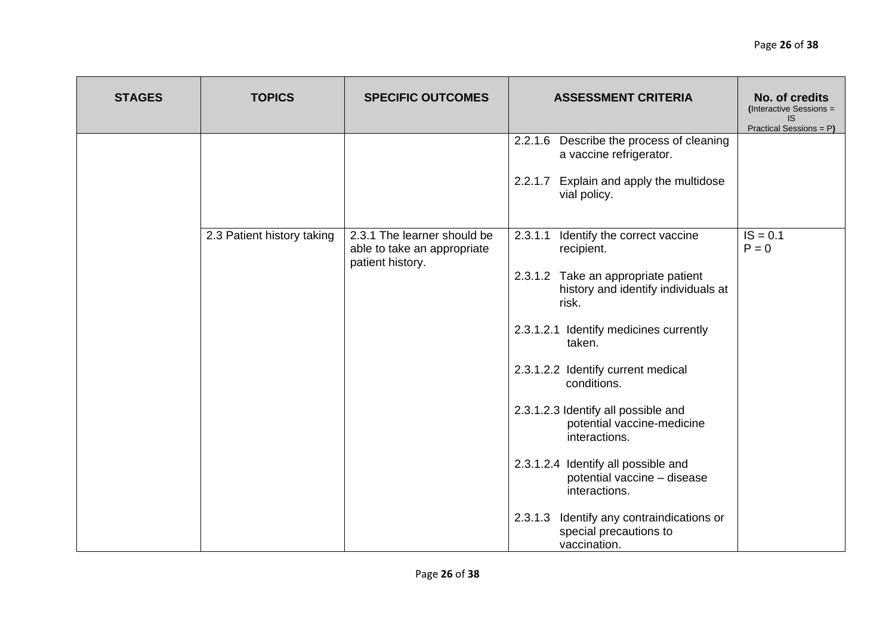| STAGES | TOPICS | SPECIFIC OUTCOMES | ASSESSMENT CRITERIA | No. of credits (Interactive Sessions = IS Practical Sessions = P) |
|---|---|---|---|---|
| | | | 2.2.1.6 Describe the process of cleaning a vaccine refrigerator.<br><br>2.2.1.7 Explain and apply the multidose vial policy. | |
| | 2.3 Patient history taking | 2.3.1 The learner should be able to take an appropriate patient history. | 2.3.1.1 Identify the correct vaccine recipient.<br><br>2.3.1.2 Take an appropriate patient history and identify individuals at risk.<br><br>2.3.1.2.1 Identify medicines currently taken.<br><br>2.3.1.2.2 Identify current medical conditions.<br><br>2.3.1.2.3 Identify all possible and potential vaccine-medicine interactions.<br><br>2.3.1.2.4 Identify all possible and potential vaccine – disease interactions.<br><br>2.3.1.3 Identify any contraindications or special precautions to vaccination. | IS = 0.1<br>P = 0 |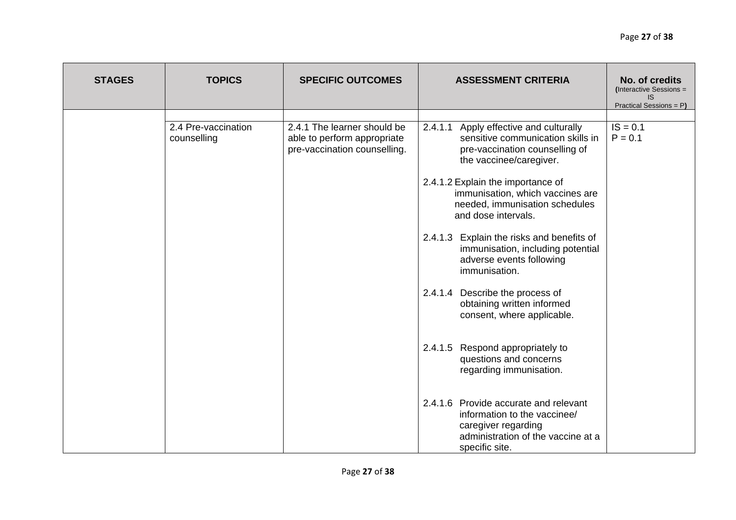| STAGES | TOPICS | SPECIFIC OUTCOMES | ASSESSMENT CRITERIA | No. of credits (Interactive Sessions = IS Practical Sessions = P) |
| --- | --- | --- | --- | --- |
| | | | | |
| | 2.4 Pre-vaccination counselling | 2.4.1 The learner should be able to perform appropriate pre-vaccination counselling. | 2.4.1.1 Apply effective and culturally sensitive communication skills in pre-vaccination counselling of the vaccinee/caregiver.<br><br>2.4.1.2 Explain the importance of immunisation, which vaccines are needed, immunisation schedules and dose intervals.<br><br>2.4.1.3 Explain the risks and benefits of immunisation, including potential adverse events following immunisation.<br><br>2.4.1.4 Describe the process of obtaining written informed consent, where applicable.<br><br>2.4.1.5 Respond appropriately to questions and concerns regarding immunisation.<br><br>2.4.1.6 Provide accurate and relevant information to the vaccinee/ caregiver regarding administration of the vaccine at a specific site. | IS = 0.1<br>P = 0.1 |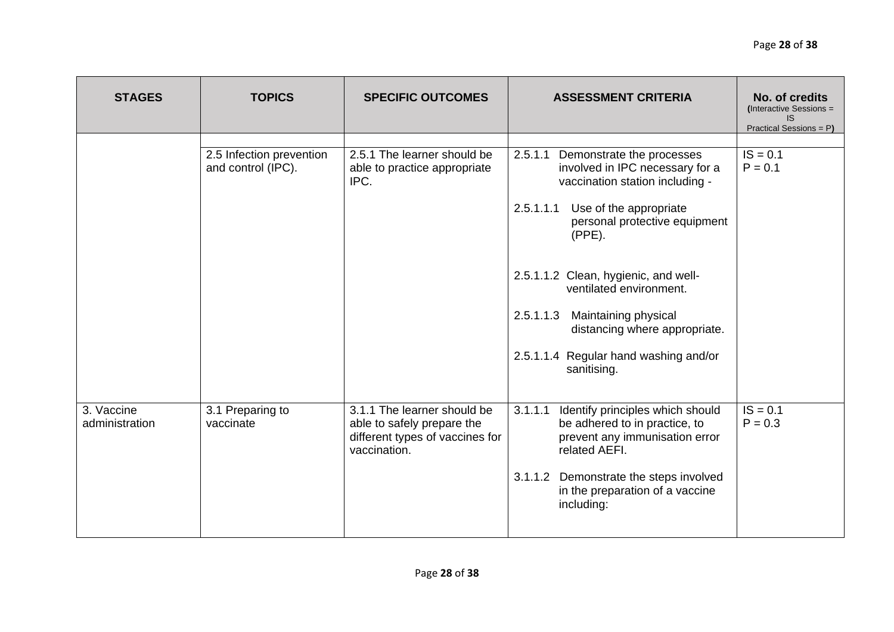| STAGES | TOPICS | SPECIFIC OUTCOMES | ASSESSMENT CRITERIA | No. of credits (Interactive Sessions = IS Practical Sessions = P) |
|---|---|---|---|---|
| | | | | |
| | 2.5 Infection prevention and control (IPC). | 2.5.1 The learner should be able to practice appropriate IPC. | 2.5.1.1 Demonstrate the processes involved in IPC necessary for a vaccination station including -<br><br>2.5.1.1.1 Use of the appropriate personal protective equipment (PPE).<br><br>2.5.1.1.2 Clean, hygienic, and well-ventilated environment.<br><br>2.5.1.1.3 Maintaining physical distancing where appropriate.<br><br>2.5.1.1.4 Regular hand washing and/or sanitising. | IS = 0.1<br>P = 0.1 |
| 3. Vaccine administration | 3.1 Preparing to vaccinate | 3.1.1 The learner should be able to safely prepare the different types of vaccines for vaccination. | 3.1.1.1 Identify principles which should be adhered to in practice, to prevent any immunisation error related AEFI.<br><br>3.1.1.2 Demonstrate the steps involved in the preparation of a vaccine including: | IS = 0.1<br>P = 0.3 |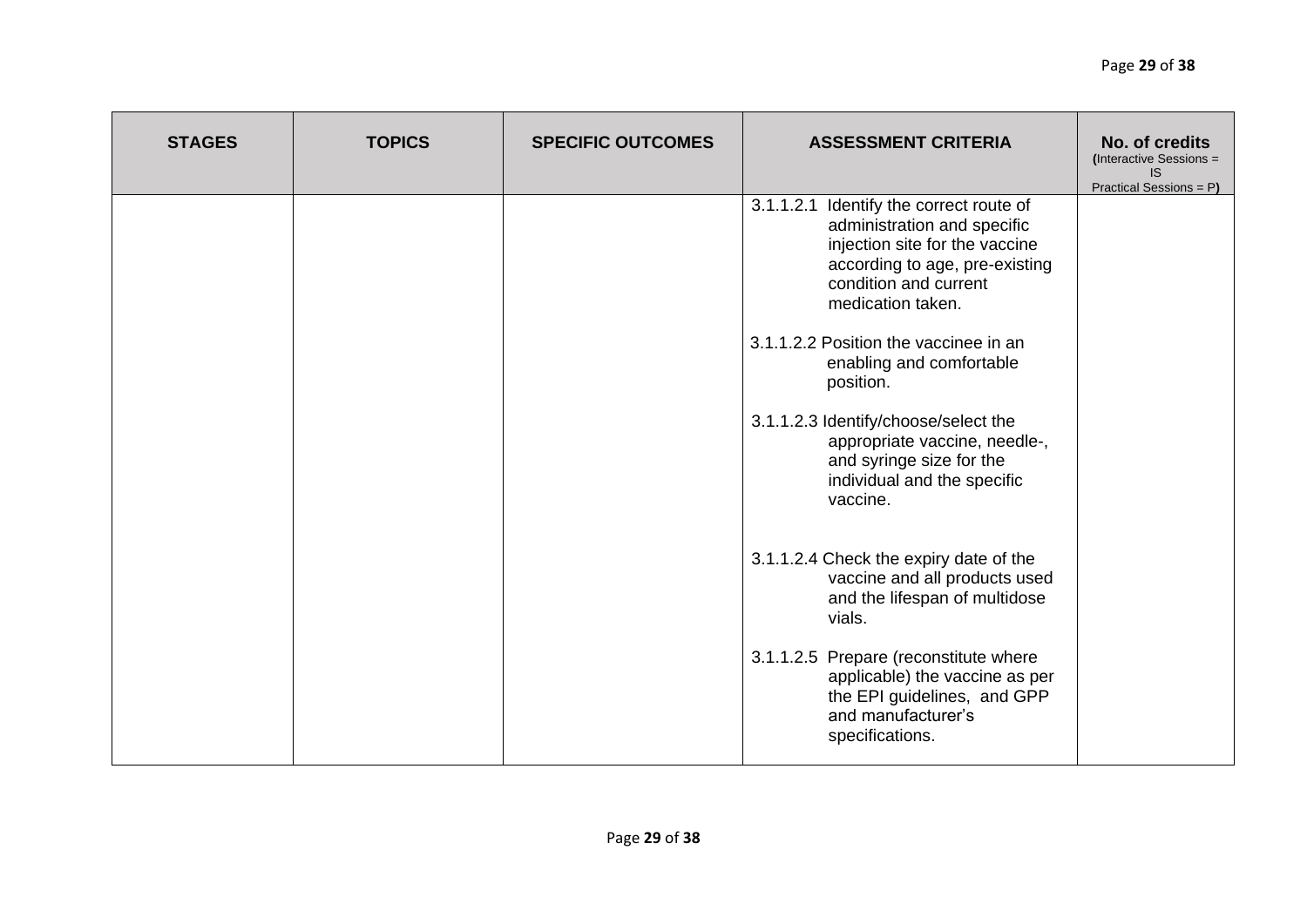| STAGES | TOPICS | SPECIFIC OUTCOMES | ASSESSMENT CRITERIA | No. of credits (Interactive Sessions = IS Practical Sessions = P) |
|---|---|---|---|---|
| | | | 3.1.1.2.1 Identify the correct route of administration and specific injection site for the vaccine according to age, pre-existing condition and current medication taken.<br><br>3.1.1.2.2 Position the vaccinee in an enabling and comfortable position.<br><br>3.1.1.2.3 Identify/choose/select the appropriate vaccine, needle-, and syringe size for the individual and the specific vaccine.<br><br>3.1.1.2.4 Check the expiry date of the vaccine and all products used and the lifespan of multidose vials.<br><br>3.1.1.2.5 Prepare (reconstitute where applicable) the vaccine as per the EPI guidelines, and GPP and manufacturer's specifications. | |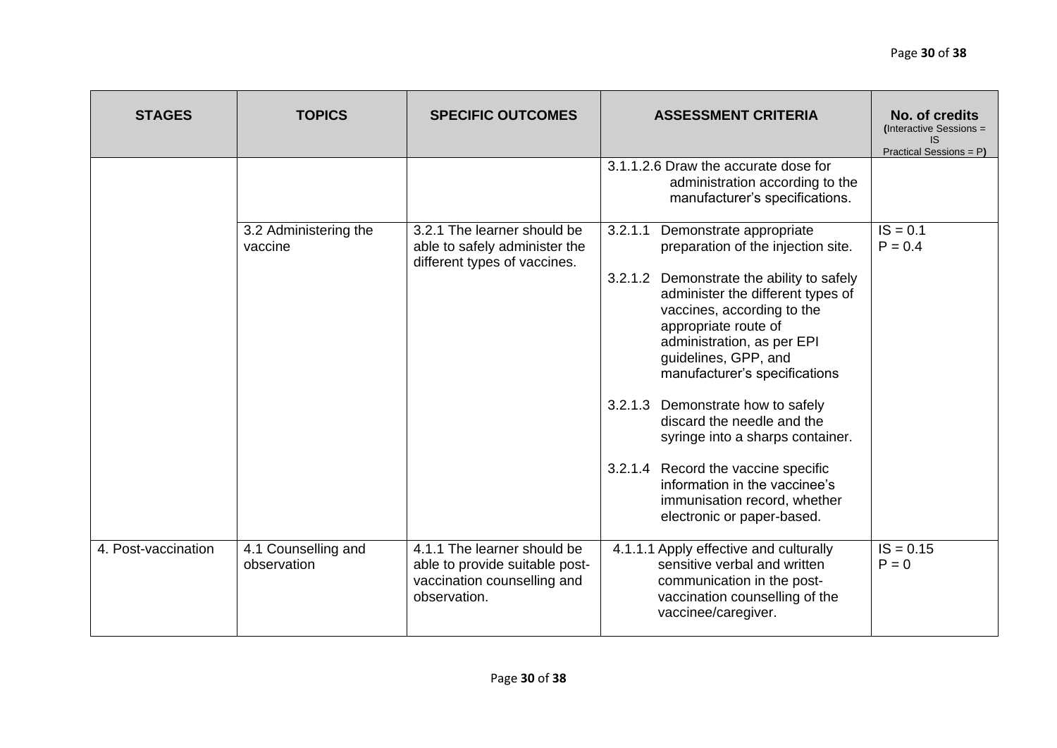| STAGES | TOPICS | SPECIFIC OUTCOMES | ASSESSMENT CRITERIA | No. of credits (Interactive Sessions = IS Practical Sessions = P) |
|---|---|---|---|---|
| | | | 3.1.1.2.6 Draw the accurate dose for administration according to the manufacturer's specifications. | |
| | 3.2 Administering the vaccine | 3.2.1 The learner should be able to safely administer the different types of vaccines. | 3.2.1.1 Demonstrate appropriate preparation of the injection site.<br><br>3.2.1.2 Demonstrate the ability to safely administer the different types of vaccines, according to the appropriate route of administration, as per EPI guidelines, GPP, and manufacturer's specifications<br><br>3.2.1.3 Demonstrate how to safely discard the needle and the syringe into a sharps container.<br><br>3.2.1.4 Record the vaccine specific information in the vaccinee's immunisation record, whether electronic or paper-based. | IS = 0.1<br>P = 0.4 |
| 4. Post-vaccination | 4.1 Counselling and observation | 4.1.1 The learner should be able to provide suitable post-vaccination counselling and observation. | 4.1.1.1 Apply effective and culturally sensitive verbal and written communication in the post-vaccination counselling of the vaccinee/caregiver. | IS = 0.15<br>P = 0 |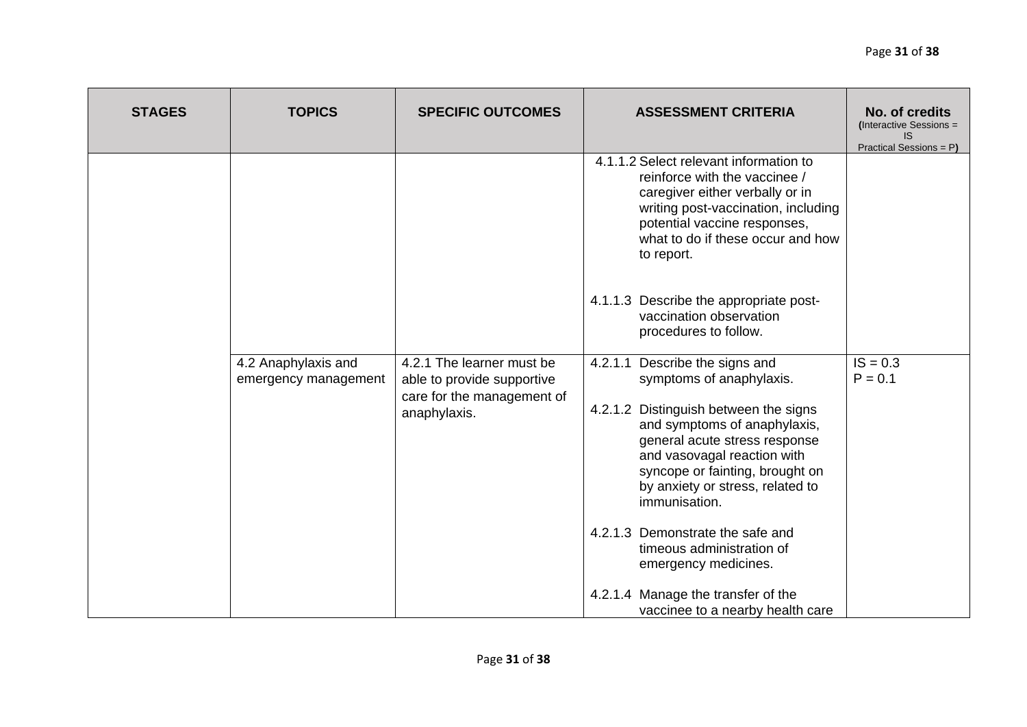| STAGES | TOPICS | SPECIFIC OUTCOMES | ASSESSMENT CRITERIA | No. of credits (Interactive Sessions = IS Practical Sessions = P) |
|---|---|---|---|---|
| | | | 4.1.1.2 Select relevant information to reinforce with the vaccinee / caregiver either verbally or in writing post-vaccination, including potential vaccine responses, what to do if these occur and how to report.<br><br>4.1.1.3 Describe the appropriate post-vaccination observation procedures to follow. | |
| | 4.2 Anaphylaxis and emergency management | 4.2.1 The learner must be able to provide supportive care for the management of anaphylaxis. | 4.2.1.1 Describe the signs and symptoms of anaphylaxis.<br><br>4.2.1.2 Distinguish between the signs and symptoms of anaphylaxis, general acute stress response and vasovagal reaction with syncope or fainting, brought on by anxiety or stress, related to immunisation.<br><br>4.2.1.3 Demonstrate the safe and timeous administration of emergency medicines.<br><br>4.2.1.4 Manage the transfer of the vaccinee to a nearby health care | IS = 0.3<br>P = 0.1 |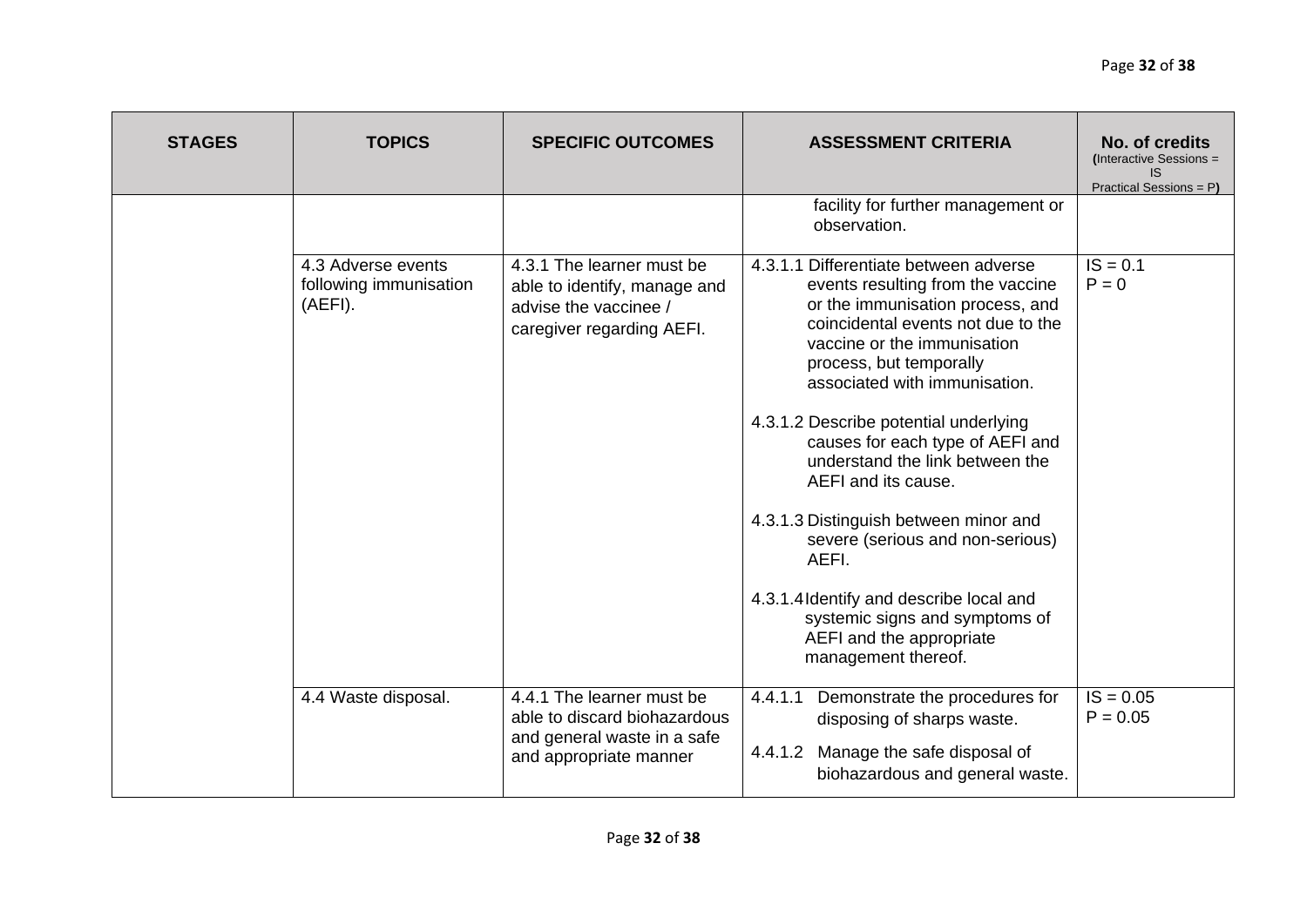| STAGES | TOPICS | SPECIFIC OUTCOMES | ASSESSMENT CRITERIA | No. of credits (Interactive Sessions = IS Practical Sessions = P) |
|---|---|---|---|---|
| | | | facility for further management or observation. | |
| | 4.3 Adverse events following immunisation (AEFI). | 4.3.1 The learner must be able to identify, manage and advise the vaccinee / caregiver regarding AEFI. | 4.3.1.1 Differentiate between adverse events resulting from the vaccine or the immunisation process, and coincidental events not due to the vaccine or the immunisation process, but temporally associated with immunisation.<br><br>4.3.1.2 Describe potential underlying causes for each type of AEFI and understand the link between the AEFI and its cause.<br><br>4.3.1.3 Distinguish between minor and severe (serious and non-serious) AEFI.<br><br>4.3.1.4 Identify and describe local and systemic signs and symptoms of AEFI and the appropriate management thereof. | IS = 0.1<br>P = 0 |
| | 4.4 Waste disposal. | 4.4.1 The learner must be able to discard biohazardous and general waste in a safe and appropriate manner | 4.4.1.1 Demonstrate the procedures for disposing of sharps waste.<br><br>4.4.1.2 Manage the safe disposal of biohazardous and general waste. | IS = 0.05<br>P = 0.05 |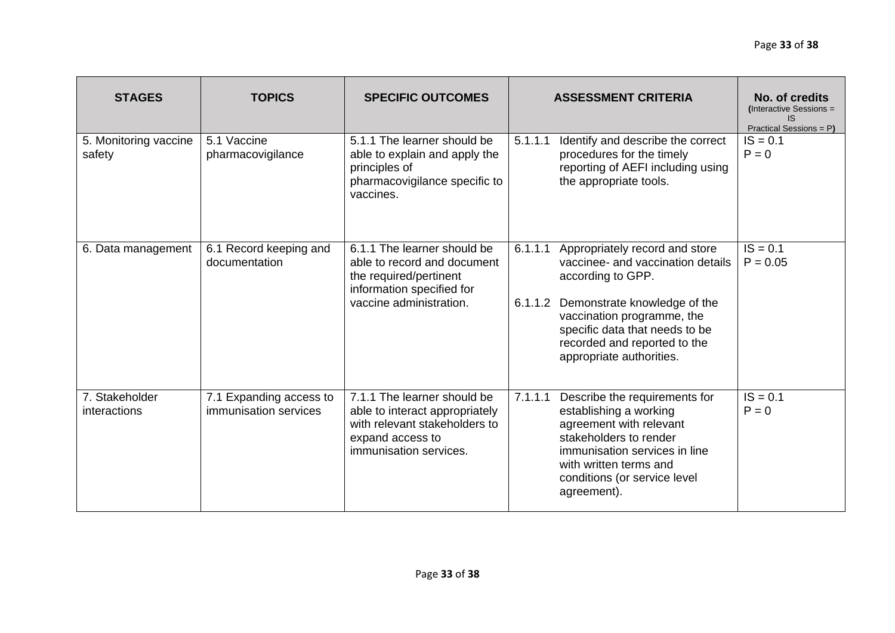| STAGES | TOPICS | SPECIFIC OUTCOMES | ASSESSMENT CRITERIA | No. of credits (Interactive Sessions = IS Practical Sessions = P) |
|---|---|---|---|---|
| 5. Monitoring vaccine safety | 5.1 Vaccine pharmacovigilance | 5.1.1 The learner should be able to explain and apply the principles of pharmacovigilance specific to vaccines. | 5.1.1.1 Identify and describe the correct procedures for the timely reporting of AEFI including using the appropriate tools. | IS = 0.1<br>P = 0 |
| 6. Data management | 6.1 Record keeping and documentation | 6.1.1 The learner should be able to record and document the required/pertinent information specified for vaccine administration. | 6.1.1.1 Appropriately record and store vaccinee- and vaccination details according to GPP.<br><br>6.1.1.2 Demonstrate knowledge of the vaccination programme, the specific data that needs to be recorded and reported to the appropriate authorities. | IS = 0.1<br>P = 0.05 |
| 7. Stakeholder interactions | 7.1 Expanding access to immunisation services | 7.1.1 The learner should be able to interact appropriately with relevant stakeholders to expand access to immunisation services. | 7.1.1.1 Describe the requirements for establishing a working agreement with relevant stakeholders to render immunisation services in line with written terms and conditions (or service level agreement). | IS = 0.1<br>P = 0 |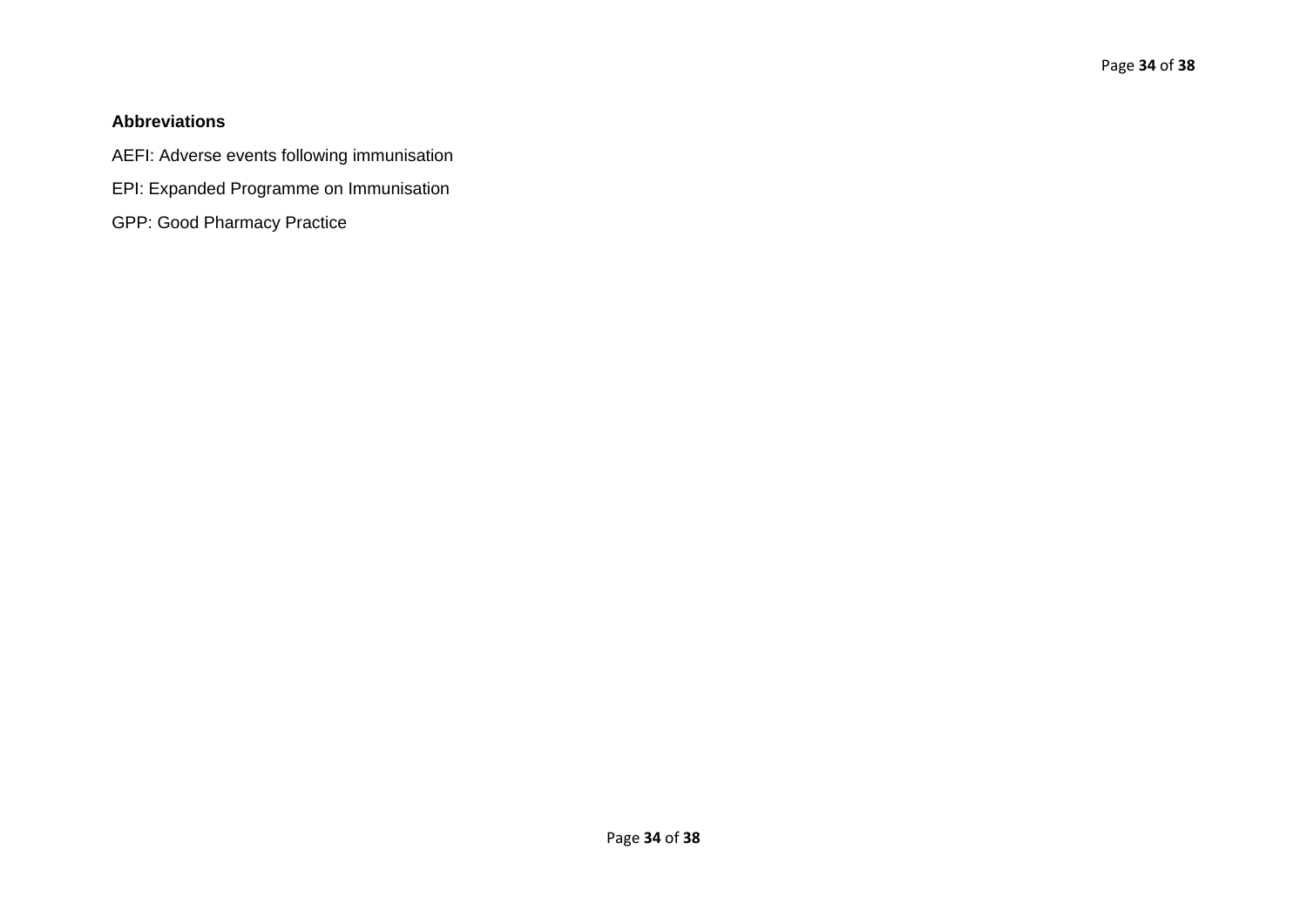**Abbreviations**

AEFI: Adverse events following immunisation

EPI: Expanded Programme on Immunisation

GPP: Good Pharmacy Practice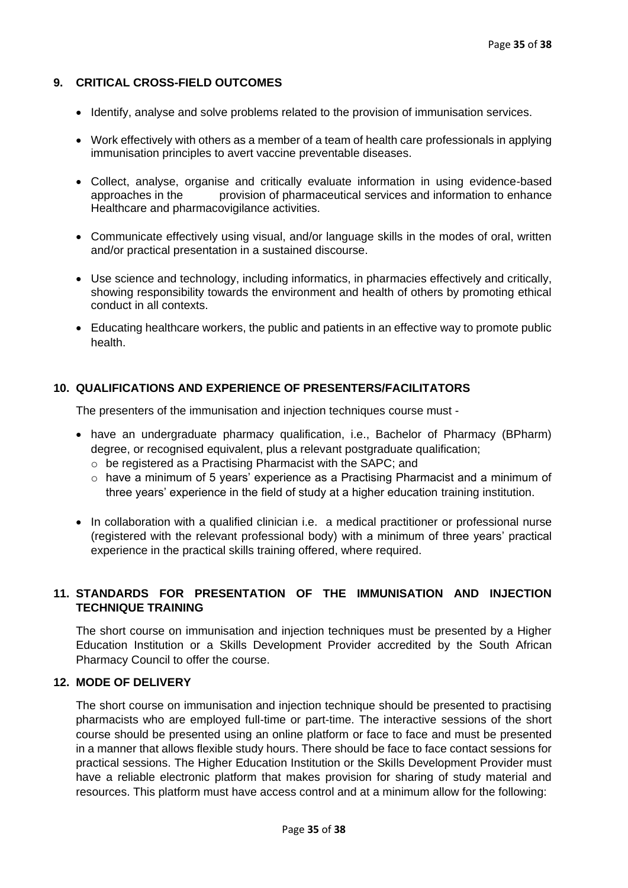## 9. CRITICAL CROSS-FIELD OUTCOMES

- Identify, analyse and solve problems related to the provision of immunisation services.
- Work effectively with others as a member of a team of health care professionals in applying immunisation principles to avert vaccine preventable diseases.
- Collect, analyse, organise and critically evaluate information in using evidence-based approaches in the provision of pharmaceutical services and information to enhance Healthcare and pharmacovigilance activities.
- Communicate effectively using visual, and/or language skills in the modes of oral, written and/or practical presentation in a sustained discourse.
- Use science and technology, including informatics, in pharmacies effectively and critically, showing responsibility towards the environment and health of others by promoting ethical conduct in all contexts.
- Educating healthcare workers, the public and patients in an effective way to promote public health.

## 10. QUALIFICATIONS AND EXPERIENCE OF PRESENTERS/FACILITATORS

The presenters of the immunisation and injection techniques course must -

- have an undergraduate pharmacy qualification, i.e., Bachelor of Pharmacy (BPharm) degree, or recognised equivalent, plus a relevant postgraduate qualification;
  - be registered as a Practising Pharmacist with the SAPC; and
  - have a minimum of 5 years' experience as a Practising Pharmacist and a minimum of three years' experience in the field of study at a higher education training institution.
- In collaboration with a qualified clinician i.e. a medical practitioner or professional nurse (registered with the relevant professional body) with a minimum of three years' practical experience in the practical skills training offered, where required.

## 11. STANDARDS FOR PRESENTATION OF THE IMMUNISATION AND INJECTION TECHNIQUE TRAINING

The short course on immunisation and injection techniques must be presented by a Higher Education Institution or a Skills Development Provider accredited by the South African Pharmacy Council to offer the course.

## 12. MODE OF DELIVERY

The short course on immunisation and injection technique should be presented to practising pharmacists who are employed full-time or part-time. The interactive sessions of the short course should be presented using an online platform or face to face and must be presented in a manner that allows flexible study hours. There should be face to face contact sessions for practical sessions. The Higher Education Institution or the Skills Development Provider must have a reliable electronic platform that makes provision for sharing of study material and resources. This platform must have access control and at a minimum allow for the following: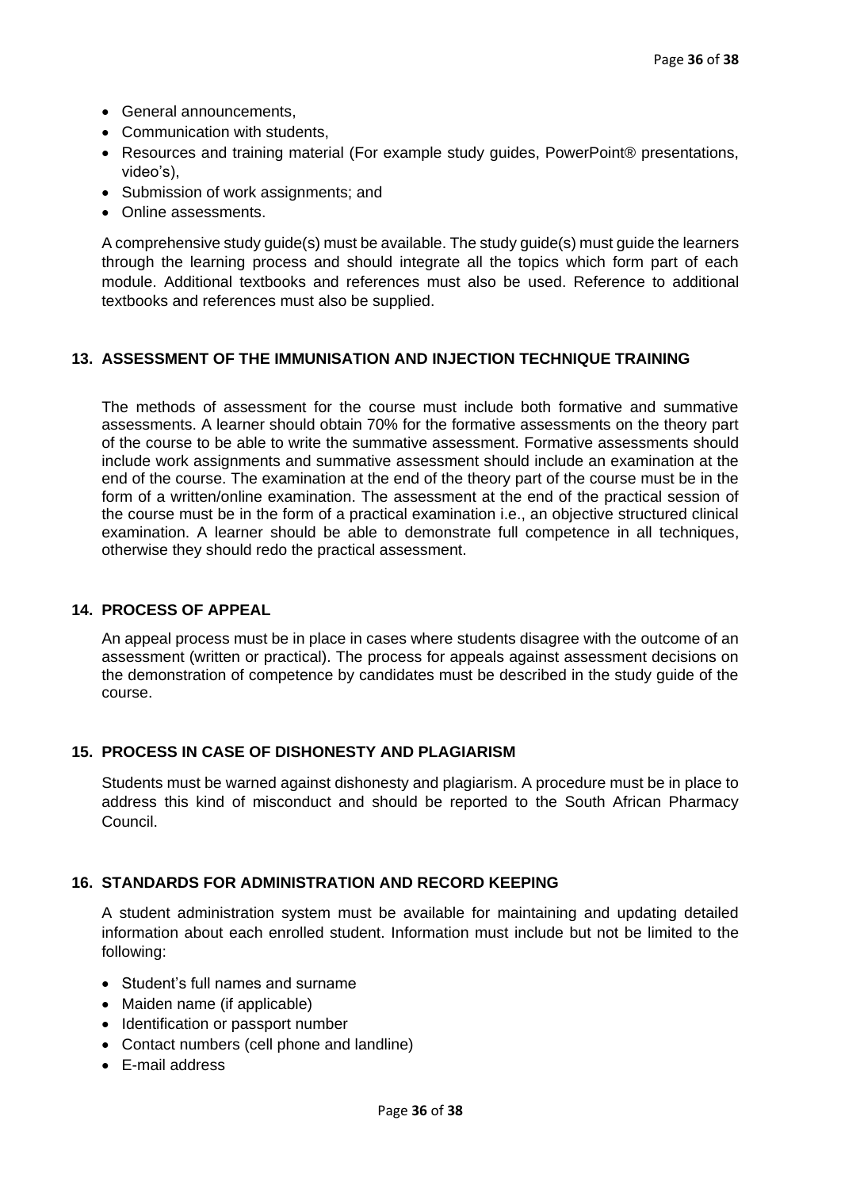- General announcements,
- Communication with students,
- Resources and training material (For example study guides, PowerPoint® presentations, video's),
- Submission of work assignments; and
- Online assessments.

A comprehensive study guide(s) must be available. The study guide(s) must guide the learners through the learning process and should integrate all the topics which form part of each module. Additional textbooks and references must also be used. Reference to additional textbooks and references must also be supplied.

## 13. ASSESSMENT OF THE IMMUNISATION AND INJECTION TECHNIQUE TRAINING

The methods of assessment for the course must include both formative and summative assessments. A learner should obtain 70% for the formative assessments on the theory part of the course to be able to write the summative assessment. Formative assessments should include work assignments and summative assessment should include an examination at the end of the course. The examination at the end of the theory part of the course must be in the form of a written/online examination. The assessment at the end of the practical session of the course must be in the form of a practical examination i.e., an objective structured clinical examination. A learner should be able to demonstrate full competence in all techniques, otherwise they should redo the practical assessment.

## 14. PROCESS OF APPEAL

An appeal process must be in place in cases where students disagree with the outcome of an assessment (written or practical). The process for appeals against assessment decisions on the demonstration of competence by candidates must be described in the study guide of the course.

## 15. PROCESS IN CASE OF DISHONESTY AND PLAGIARISM

Students must be warned against dishonesty and plagiarism. A procedure must be in place to address this kind of misconduct and should be reported to the South African Pharmacy Council.

## 16. STANDARDS FOR ADMINISTRATION AND RECORD KEEPING

A student administration system must be available for maintaining and updating detailed information about each enrolled student. Information must include but not be limited to the following:

- Student's full names and surname
- Maiden name (if applicable)
- Identification or passport number
- Contact numbers (cell phone and landline)
- E-mail address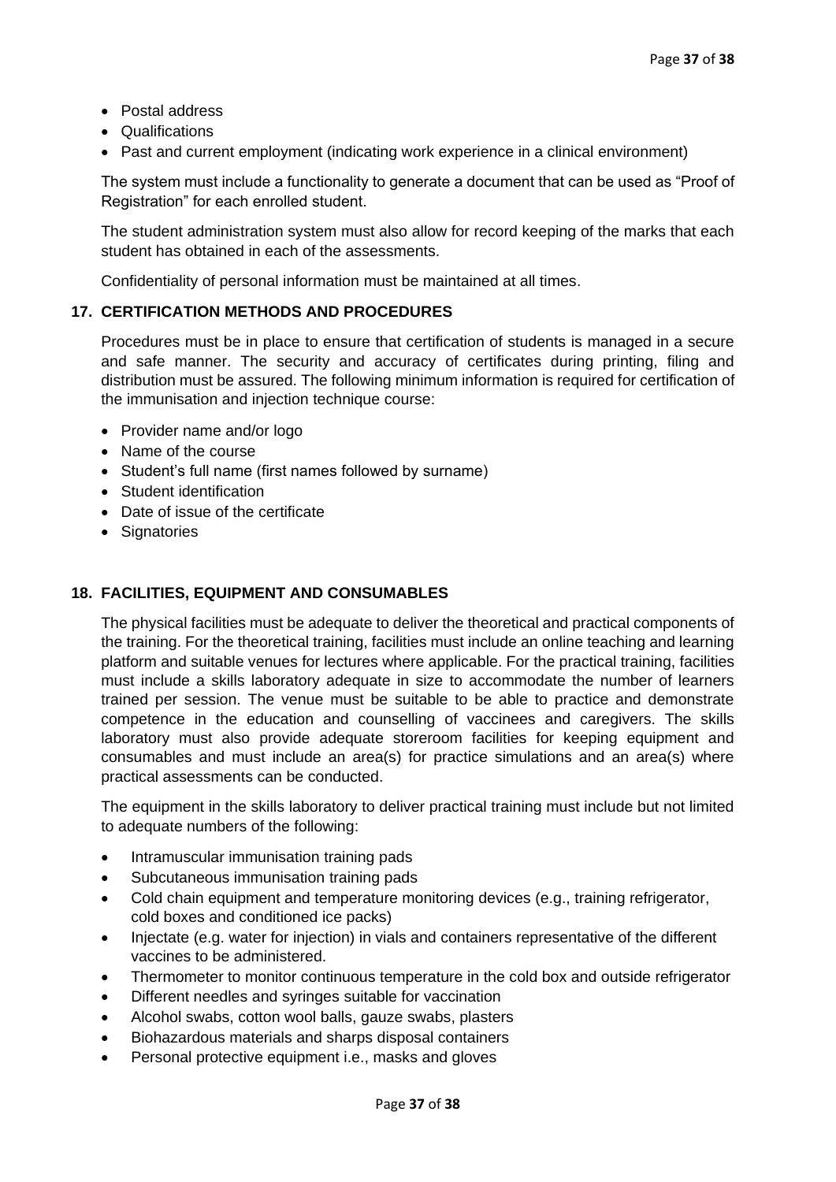- Postal address
- Qualifications
- Past and current employment (indicating work experience in a clinical environment)

The system must include a functionality to generate a document that can be used as "Proof of Registration" for each enrolled student.

The student administration system must also allow for record keeping of the marks that each student has obtained in each of the assessments.

Confidentiality of personal information must be maintained at all times.

## 17. CERTIFICATION METHODS AND PROCEDURES

Procedures must be in place to ensure that certification of students is managed in a secure and safe manner. The security and accuracy of certificates during printing, filing and distribution must be assured. The following minimum information is required for certification of the immunisation and injection technique course:

- Provider name and/or logo
- Name of the course
- Student's full name (first names followed by surname)
- Student identification
- Date of issue of the certificate
- Signatories

## 18. FACILITIES, EQUIPMENT AND CONSUMABLES

The physical facilities must be adequate to deliver the theoretical and practical components of the training. For the theoretical training, facilities must include an online teaching and learning platform and suitable venues for lectures where applicable. For the practical training, facilities must include a skills laboratory adequate in size to accommodate the number of learners trained per session. The venue must be suitable to be able to practice and demonstrate competence in the education and counselling of vaccinees and caregivers. The skills laboratory must also provide adequate storeroom facilities for keeping equipment and consumables and must include an area(s) for practice simulations and an area(s) where practical assessments can be conducted.

The equipment in the skills laboratory to deliver practical training must include but not limited to adequate numbers of the following:

- Intramuscular immunisation training pads
- Subcutaneous immunisation training pads
- Cold chain equipment and temperature monitoring devices (e.g., training refrigerator, cold boxes and conditioned ice packs)
- Injectate (e.g. water for injection) in vials and containers representative of the different vaccines to be administered.
- Thermometer to monitor continuous temperature in the cold box and outside refrigerator
- Different needles and syringes suitable for vaccination
- Alcohol swabs, cotton wool balls, gauze swabs, plasters
- Biohazardous materials and sharps disposal containers
- Personal protective equipment i.e., masks and gloves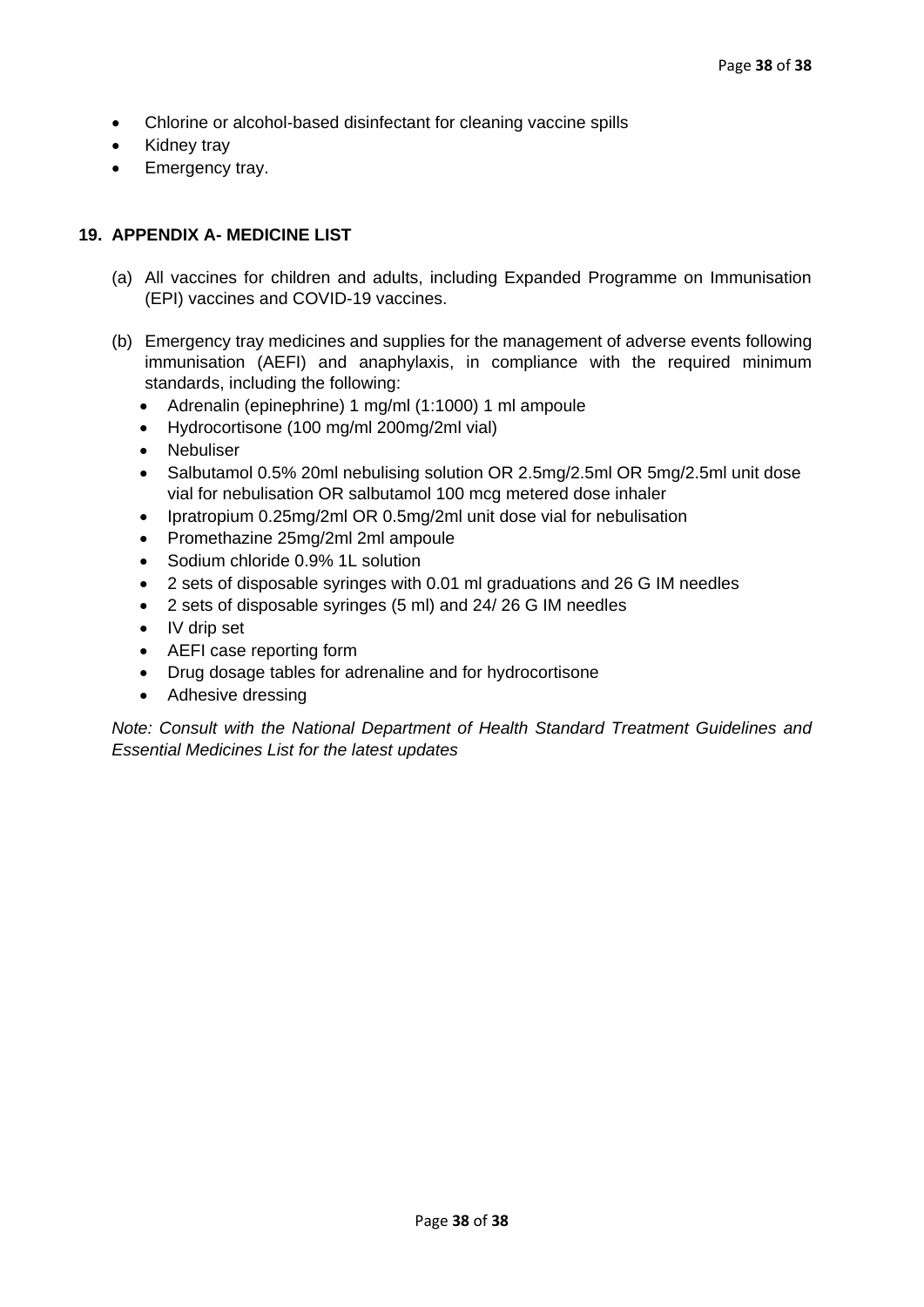- Chlorine or alcohol-based disinfectant for cleaning vaccine spills
- Kidney tray
- Emergency tray.

## 19. APPENDIX A- MEDICINE LIST

(a) All vaccines for children and adults, including Expanded Programme on Immunisation (EPI) vaccines and COVID-19 vaccines.

(b) Emergency tray medicines and supplies for the management of adverse events following immunisation (AEFI) and anaphylaxis, in compliance with the required minimum standards, including the following:

- Adrenalin (epinephrine) 1 mg/ml (1:1000) 1 ml ampoule
- Hydrocortisone (100 mg/ml 200mg/2ml vial)
- Nebuliser
- Salbutamol 0.5% 20ml nebulising solution OR 2.5mg/2.5ml OR 5mg/2.5ml unit dose vial for nebulisation OR salbutamol 100 mcg metered dose inhaler
- Ipratropium 0.25mg/2ml OR 0.5mg/2ml unit dose vial for nebulisation
- Promethazine 25mg/2ml 2ml ampoule
- Sodium chloride 0.9% 1L solution
- 2 sets of disposable syringes with 0.01 ml graduations and 26 G IM needles
- 2 sets of disposable syringes (5 ml) and 24/ 26 G IM needles
- IV drip set
- AEFI case reporting form
- Drug dosage tables for adrenaline and for hydrocortisone
- Adhesive dressing

*Note: Consult with the National Department of Health Standard Treatment Guidelines and Essential Medicines List for the latest updates*